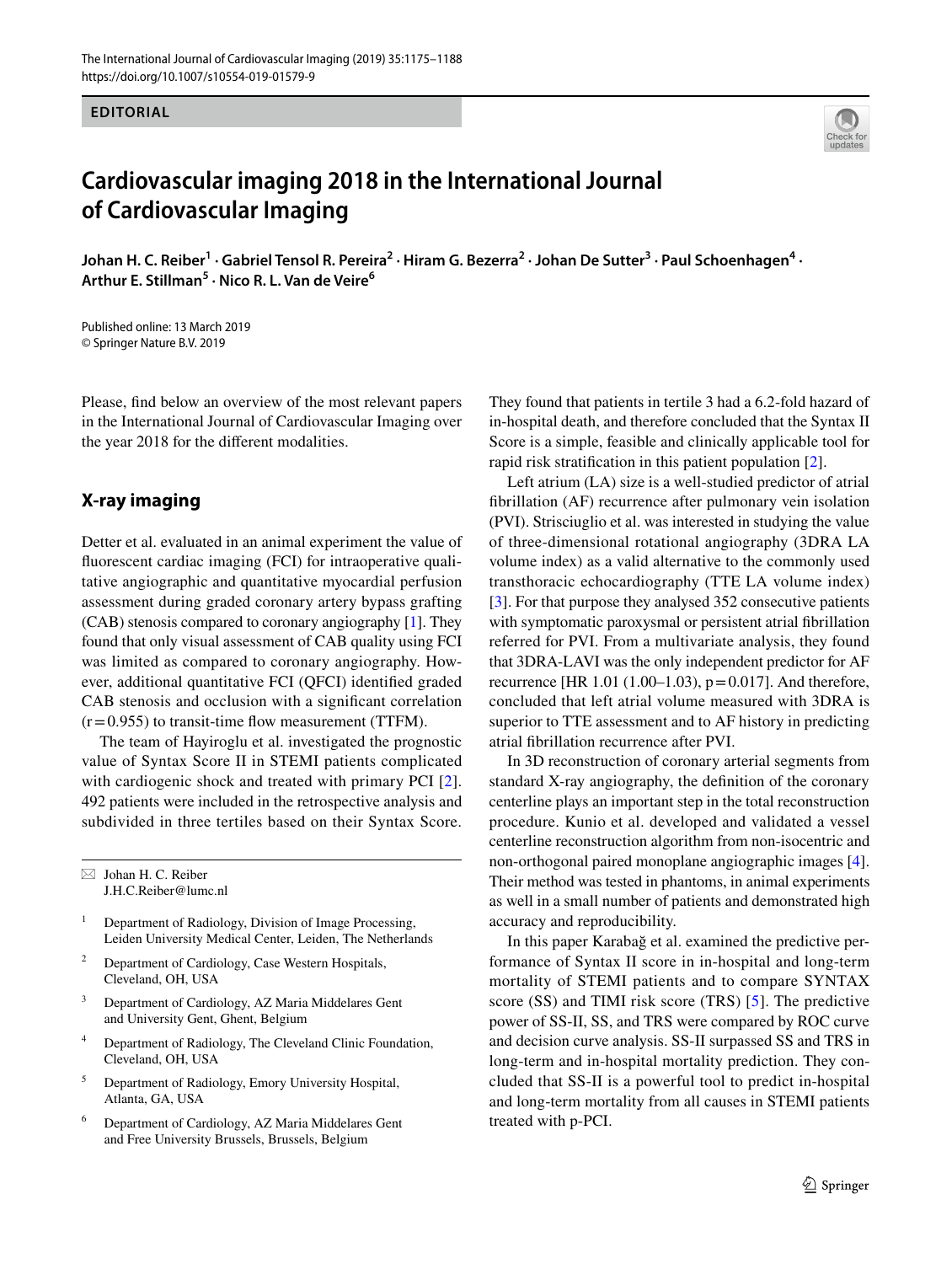EDITORIAL

# Cardiovascular imaging 2018 in the International Journal of Cardiovascular Imaging

**Johan H. C. Reiber[1] · Gabriel Tensol R. Pereira[2] · Hiram G. Bezerra[2] · Johan De Sutter[3] · Paul Schoenhagen[4] · Arthur E. Stillman[5] · Nico R. L. Van de Veire[6]**

Published online: 13 March 2019
© Springer Nature B.V. 2019

Please, find below an overview of the most relevant papers in the International Journal of Cardiovascular Imaging over the year 2018 for the different modalities.

## X-ray imaging

Detter et al. evaluated in an animal experiment the value of fluorescent cardiac imaging (FCI) for intraoperative qualitative angiographic and quantitative myocardial perfusion assessment during graded coronary artery bypass grafting (CAB) stenosis compared to coronary angiography [1]. They found that only visual assessment of CAB quality using FCI was limited as compared to coronary angiography. However, additional quantitative FCI (QFCI) identified graded CAB stenosis and occlusion with a significant correlation ($r = 0.955$) to transit-time flow measurement (TTFM).

The team of Hayiroglu et al. investigated the prognostic value of Syntax Score II in STEMI patients complicated with cardiogenic shock and treated with primary PCI [2]. 492 patients were included in the retrospective analysis and subdivided in three tertiles based on their Syntax Score. They found that patients in tertile 3 had a 6.2-fold hazard of in-hospital death, and therefore concluded that the Syntax II Score is a simple, feasible and clinically applicable tool for rapid risk stratification in this patient population [2].

Left atrium (LA) size is a well-studied predictor of atrial fibrillation (AF) recurrence after pulmonary vein isolation (PVI). Strisciuglio et al. was interested in studying the value of three-dimensional rotational angiography (3DRA LA volume index) as a valid alternative to the commonly used transthoracic echocardiography (TTE LA volume index) [3]. For that purpose they analysed 352 consecutive patients with symptomatic paroxysmal or persistent atrial fibrillation referred for PVI. From a multivariate analysis, they found that 3DRA-LAVI was the only independent predictor for AF recurrence [HR 1.01 (1.00–1.03), $p = 0.017$]. And therefore, concluded that left atrial volume measured with 3DRA is superior to TTE assessment and to AF history in predicting atrial fibrillation recurrence after PVI.

In 3D reconstruction of coronary arterial segments from standard X-ray angiography, the definition of the coronary centerline plays an important step in the total reconstruction procedure. Kunio et al. developed and validated a vessel centerline reconstruction algorithm from non-isocentric and non-orthogonal paired monoplane angiographic images [4]. Their method was tested in phantoms, in animal experiments as well in a small number of patients and demonstrated high accuracy and reproducibility.

In this paper Karabağ et al. examined the predictive performance of Syntax II score in in-hospital and long-term mortality of STEMI patients and to compare SYNTAX score (SS) and TIMI risk score (TRS) [5]. The predictive power of SS-II, SS, and TRS were compared by ROC curve and decision curve analysis. SS-II surpassed SS and TRS in long-term and in-hospital mortality prediction. They concluded that SS-II is a powerful tool to predict in-hospital and long-term mortality from all causes in STEMI patients treated with p-PCI.

---

✉ Johan H. C. Reiber
J.H.C.Reiber@lumc.nl

[1] Department of Radiology, Division of Image Processing, Leiden University Medical Center, Leiden, The Netherlands

[2] Department of Cardiology, Case Western Hospitals, Cleveland, OH, USA

[3] Department of Cardiology, AZ Maria Middelares Gent and University Gent, Ghent, Belgium

[4] Department of Radiology, The Cleveland Clinic Foundation, Cleveland, OH, USA

[5] Department of Radiology, Emory University Hospital, Atlanta, GA, USA

[6] Department of Cardiology, AZ Maria Middelares Gent and Free University Brussels, Brussels, Belgium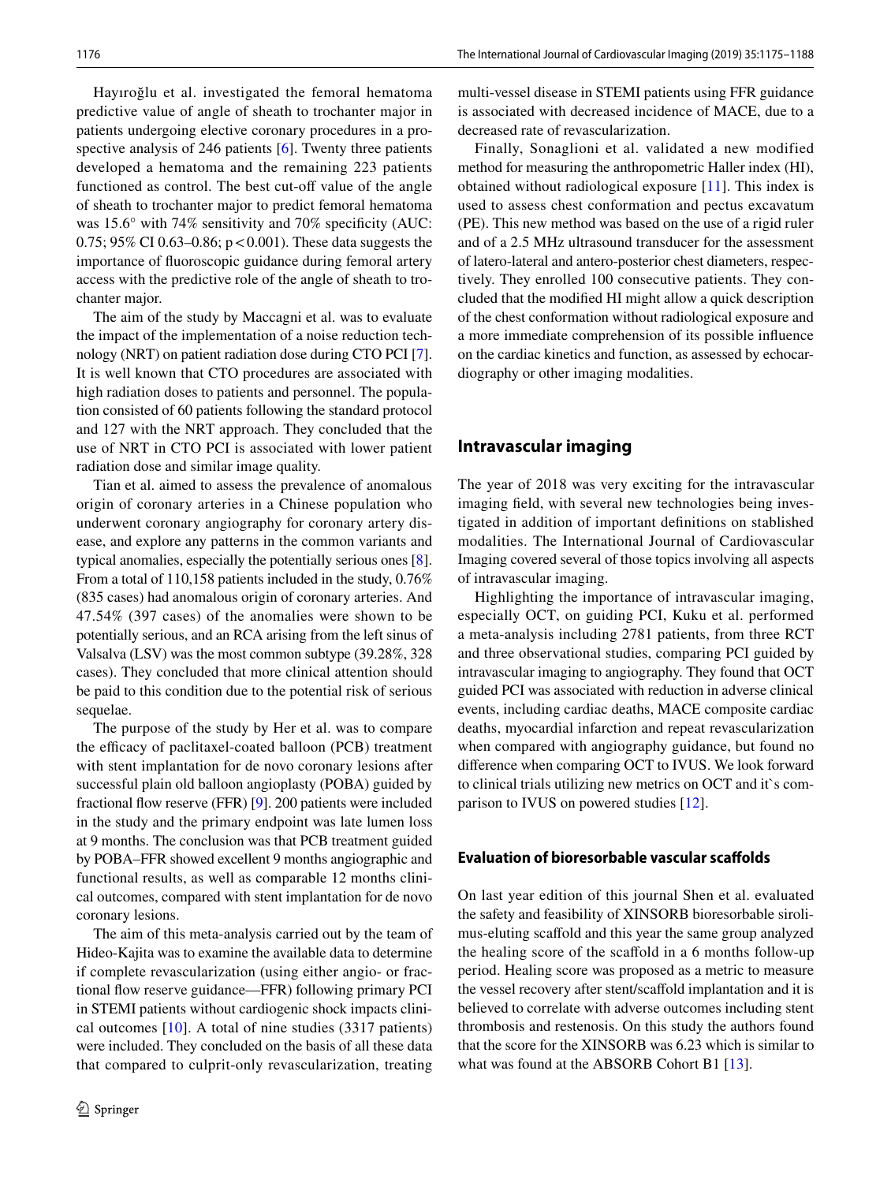Hayıroğlu et al. investigated the femoral hematoma predictive value of angle of sheath to trochanter major in patients undergoing elective coronary procedures in a prospective analysis of 246 patients [6]. Twenty three patients developed a hematoma and the remaining 223 patients functioned as control. The best cut-off value of the angle of sheath to trochanter major to predict femoral hematoma was 15.6° with 74% sensitivity and 70% specificity (AUC: 0.75; 95% CI 0.63–0.86; $p < 0.001$). These data suggests the importance of fluoroscopic guidance during femoral artery access with the predictive role of the angle of sheath to trochanter major.

The aim of the study by Maccagni et al. was to evaluate the impact of the implementation of a noise reduction technology (NRT) on patient radiation dose during CTO PCI [7]. It is well known that CTO procedures are associated with high radiation doses to patients and personnel. The population consisted of 60 patients following the standard protocol and 127 with the NRT approach. They concluded that the use of NRT in CTO PCI is associated with lower patient radiation dose and similar image quality.

Tian et al. aimed to assess the prevalence of anomalous origin of coronary arteries in a Chinese population who underwent coronary angiography for coronary artery disease, and explore any patterns in the common variants and typical anomalies, especially the potentially serious ones [8]. From a total of 110,158 patients included in the study, 0.76% (835 cases) had anomalous origin of coronary arteries. And 47.54% (397 cases) of the anomalies were shown to be potentially serious, and an RCA arising from the left sinus of Valsalva (LSV) was the most common subtype (39.28%, 328 cases). They concluded that more clinical attention should be paid to this condition due to the potential risk of serious sequelae.

The purpose of the study by Her et al. was to compare the efficacy of paclitaxel-coated balloon (PCB) treatment with stent implantation for de novo coronary lesions after successful plain old balloon angioplasty (POBA) guided by fractional flow reserve (FFR) [9]. 200 patients were included in the study and the primary endpoint was late lumen loss at 9 months. The conclusion was that PCB treatment guided by POBA–FFR showed excellent 9 months angiographic and functional results, as well as comparable 12 months clinical outcomes, compared with stent implantation for de novo coronary lesions.

The aim of this meta-analysis carried out by the team of Hideo-Kajita was to examine the available data to determine if complete revascularization (using either angio- or fractional flow reserve guidance—FFR) following primary PCI in STEMI patients without cardiogenic shock impacts clinical outcomes [10]. A total of nine studies (3317 patients) were included. They concluded on the basis of all these data that compared to culprit-only revascularization, treating multi-vessel disease in STEMI patients using FFR guidance is associated with decreased incidence of MACE, due to a decreased rate of revascularization.

Finally, Sonaglioni et al. validated a new modified method for measuring the anthropometric Haller index (HI), obtained without radiological exposure [11]. This index is used to assess chest conformation and pectus excavatum (PE). This new method was based on the use of a rigid ruler and of a 2.5 MHz ultrasound transducer for the assessment of latero-lateral and antero-posterior chest diameters, respectively. They enrolled 100 consecutive patients. They concluded that the modified HI might allow a quick description of the chest conformation without radiological exposure and a more immediate comprehension of its possible influence on the cardiac kinetics and function, as assessed by echocardiography or other imaging modalities.

## Intravascular imaging

The year of 2018 was very exciting for the intravascular imaging field, with several new technologies being investigated in addition of important definitions on stablished modalities. The International Journal of Cardiovascular Imaging covered several of those topics involving all aspects of intravascular imaging.

Highlighting the importance of intravascular imaging, especially OCT, on guiding PCI, Kuku et al. performed a meta-analysis including 2781 patients, from three RCT and three observational studies, comparing PCI guided by intravascular imaging to angiography. They found that OCT guided PCI was associated with reduction in adverse clinical events, including cardiac deaths, MACE composite cardiac deaths, myocardial infarction and repeat revascularization when compared with angiography guidance, but found no difference when comparing OCT to IVUS. We look forward to clinical trials utilizing new metrics on OCT and it`s comparison to IVUS on powered studies [12].

### Evaluation of bioresorbable vascular scaffolds

On last year edition of this journal Shen et al. evaluated the safety and feasibility of XINSORB bioresorbable sirolimus-eluting scaffold and this year the same group analyzed the healing score of the scaffold in a 6 months follow-up period. Healing score was proposed as a metric to measure the vessel recovery after stent/scaffold implantation and it is believed to correlate with adverse outcomes including stent thrombosis and restenosis. On this study the authors found that the score for the XINSORB was 6.23 which is similar to what was found at the ABSORB Cohort B1 [13].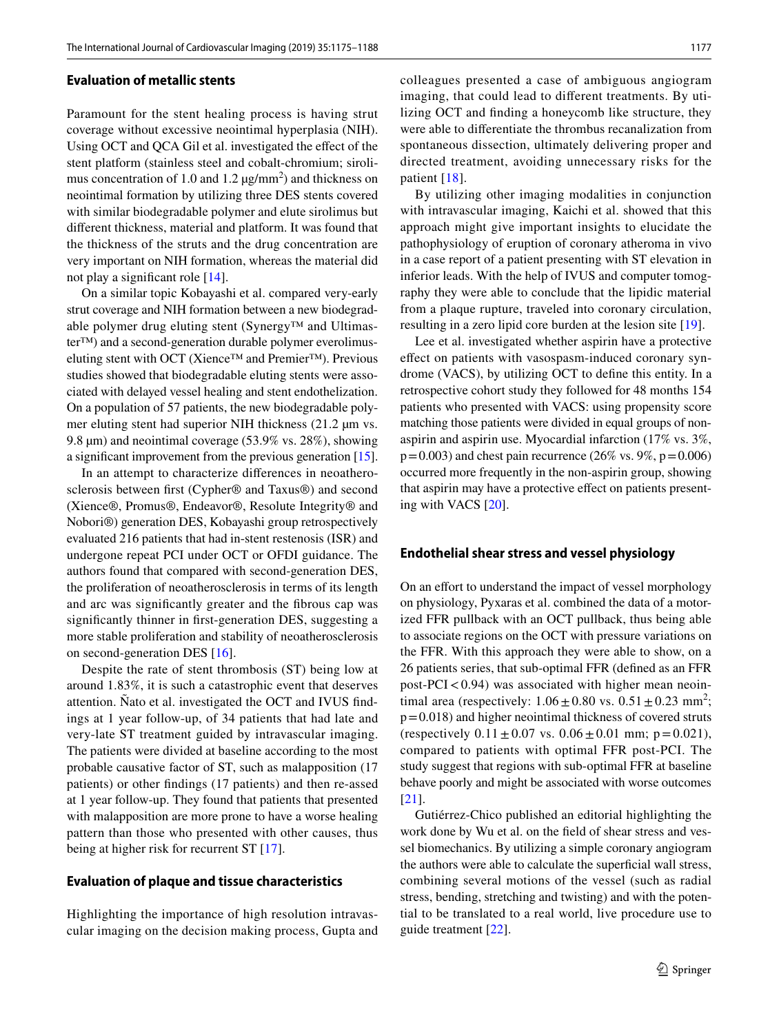### Evaluation of metallic stents

Paramount for the stent healing process is having strut coverage without excessive neointimal hyperplasia (NIH). Using OCT and QCA Gil et al. investigated the effect of the stent platform (stainless steel and cobalt-chromium; sirolimus concentration of 1.0 and 1.2 μg/mm$^2$) and thickness on neointimal formation by utilizing three DES stents covered with similar biodegradable polymer and elute sirolimus but different thickness, material and platform. It was found that the thickness of the struts and the drug concentration are very important on NIH formation, whereas the material did not play a significant role [14].

On a similar topic Kobayashi et al. compared very-early strut coverage and NIH formation between a new biodegradable polymer drug eluting stent (Synergy™ and Ultimaster™) and a second-generation durable polymer everolimus-eluting stent with OCT (Xience™ and Premier™). Previous studies showed that biodegradable eluting stents were associated with delayed vessel healing and stent endothelization. On a population of 57 patients, the new biodegradable polymer eluting stent had superior NIH thickness (21.2 μm vs. 9.8 μm) and neointimal coverage (53.9% vs. 28%), showing a significant improvement from the previous generation [15].

In an attempt to characterize differences in neoatherosclerosis between first (Cypher® and Taxus®) and second (Xience®, Promus®, Endeavor®, Resolute Integrity® and Nobori®) generation DES, Kobayashi group retrospectively evaluated 216 patients that had in-stent restenosis (ISR) and undergone repeat PCI under OCT or OFDI guidance. The authors found that compared with second-generation DES, the proliferation of neoatherosclerosis in terms of its length and arc was significantly greater and the fibrous cap was significantly thinner in first-generation DES, suggesting a more stable proliferation and stability of neoatherosclerosis on second-generation DES [16].

Despite the rate of stent thrombosis (ST) being low at around 1.83%, it is such a catastrophic event that deserves attention. Ñato et al. investigated the OCT and IVUS findings at 1 year follow-up, of 34 patients that had late and very-late ST treatment guided by intravascular imaging. The patients were divided at baseline according to the most probable causative factor of ST, such as malapposition (17 patients) or other findings (17 patients) and then re-assed at 1 year follow-up. They found that patients that presented with malapposition are more prone to have a worse healing pattern than those who presented with other causes, thus being at higher risk for recurrent ST [17].

### Evaluation of plaque and tissue characteristics

Highlighting the importance of high resolution intravascular imaging on the decision making process, Gupta and colleagues presented a case of ambiguous angiogram imaging, that could lead to different treatments. By utilizing OCT and finding a honeycomb like structure, they were able to differentiate the thrombus recanalization from spontaneous dissection, ultimately delivering proper and directed treatment, avoiding unnecessary risks for the patient [18].

By utilizing other imaging modalities in conjunction with intravascular imaging, Kaichi et al. showed that this approach might give important insights to elucidate the pathophysiology of eruption of coronary atheroma in vivo in a case report of a patient presenting with ST elevation in inferior leads. With the help of IVUS and computer tomography they were able to conclude that the lipidic material from a plaque rupture, traveled into coronary circulation, resulting in a zero lipid core burden at the lesion site [19].

Lee et al. investigated whether aspirin have a protective effect on patients with vasospasm-induced coronary syndrome (VACS), by utilizing OCT to define this entity. In a retrospective cohort study they followed for 48 months 154 patients who presented with VACS: using propensity score matching those patients were divided in equal groups of non-aspirin and aspirin use. Myocardial infarction (17% vs. 3%, $p=0.003$) and chest pain recurrence (26% vs. 9%, $p=0.006$) occurred more frequently in the non-aspirin group, showing that aspirin may have a protective effect on patients presenting with VACS [20].

### Endothelial shear stress and vessel physiology

On an effort to understand the impact of vessel morphology on physiology, Pyxaras et al. combined the data of a motorized FFR pullback with an OCT pullback, thus being able to associate regions on the OCT with pressure variations on the FFR. With this approach they were able to show, on a 26 patients series, that sub-optimal FFR (defined as an FFR post-PCI < 0.94) was associated with higher mean neointimal area (respectively: $1.06 \pm 0.80$ vs. $0.51 \pm 0.23$ mm$^2$; $p=0.018$) and higher neointimal thickness of covered struts (respectively $0.11 \pm 0.07$ vs. $0.06 \pm 0.01$ mm; $p=0.021$), compared to patients with optimal FFR post-PCI. The study suggest that regions with sub-optimal FFR at baseline behave poorly and might be associated with worse outcomes [21].

Gutiérrez-Chico published an editorial highlighting the work done by Wu et al. on the field of shear stress and vessel biomechanics. By utilizing a simple coronary angiogram the authors were able to calculate the superficial wall stress, combining several motions of the vessel (such as radial stress, bending, stretching and twisting) and with the potential to be translated to a real world, live procedure use to guide treatment [22].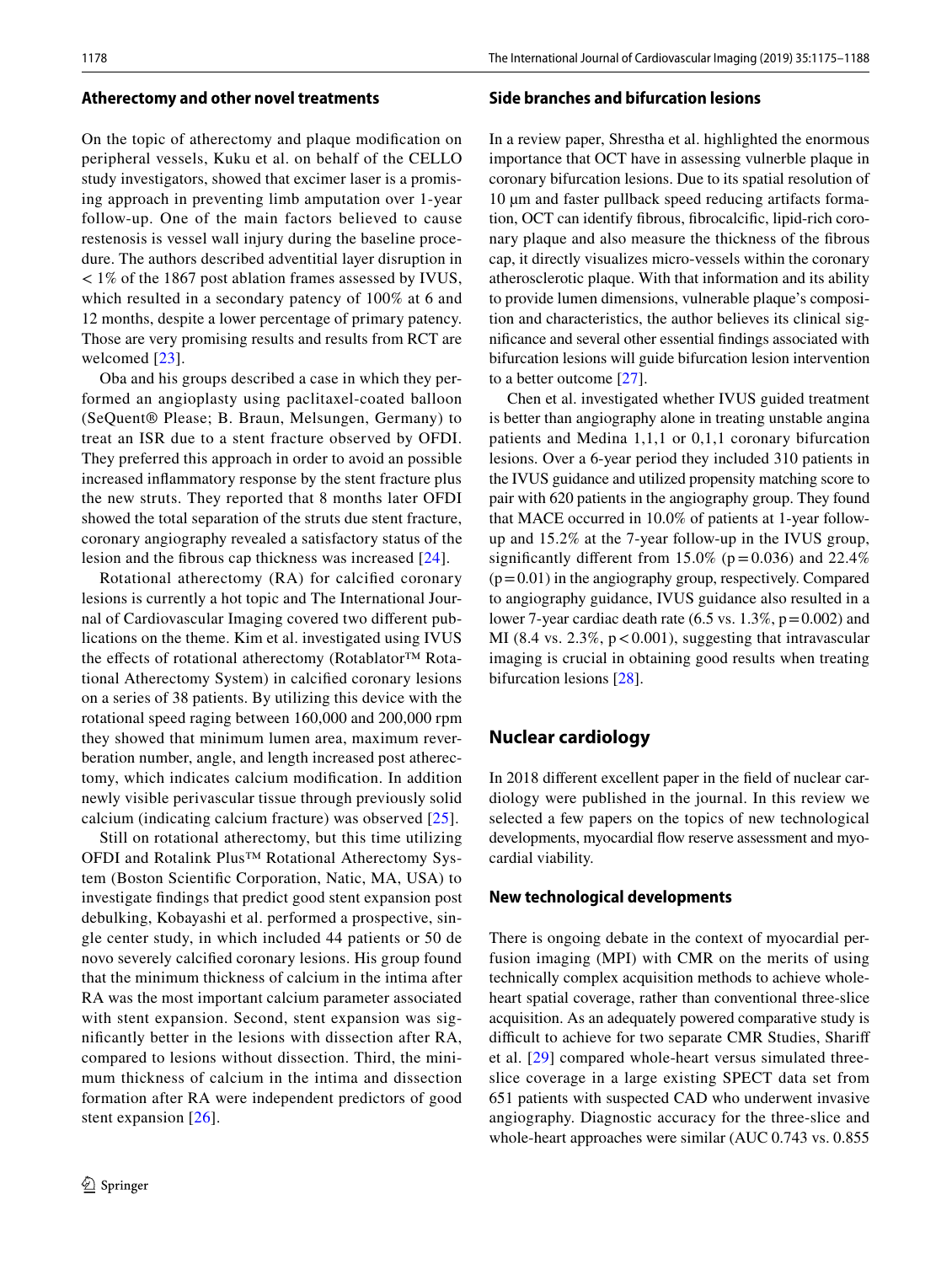### Atherectomy and other novel treatments

On the topic of atherectomy and plaque modification on peripheral vessels, Kuku et al. on behalf of the CELLO study investigators, showed that excimer laser is a promising approach in preventing limb amputation over 1-year follow-up. One of the main factors believed to cause restenosis is vessel wall injury during the baseline procedure. The authors described adventitial layer disruption in < 1% of the 1867 post ablation frames assessed by IVUS, which resulted in a secondary patency of 100% at 6 and 12 months, despite a lower percentage of primary patency. Those are very promising results and results from RCT are welcomed [23].

Oba and his groups described a case in which they performed an angioplasty using paclitaxel-coated balloon (SeQuent® Please; B. Braun, Melsungen, Germany) to treat an ISR due to a stent fracture observed by OFDI. They preferred this approach in order to avoid an possible increased inflammatory response by the stent fracture plus the new struts. They reported that 8 months later OFDI showed the total separation of the struts due stent fracture, coronary angiography revealed a satisfactory status of the lesion and the fibrous cap thickness was increased [24].

Rotational atherectomy (RA) for calcified coronary lesions is currently a hot topic and The International Journal of Cardiovascular Imaging covered two different publications on the theme. Kim et al. investigated using IVUS the effects of rotational atherectomy (Rotablator™ Rotational Atherectomy System) in calcified coronary lesions on a series of 38 patients. By utilizing this device with the rotational speed raging between 160,000 and 200,000 rpm they showed that minimum lumen area, maximum reverberation number, angle, and length increased post atherectomy, which indicates calcium modification. In addition newly visible perivascular tissue through previously solid calcium (indicating calcium fracture) was observed [25].

Still on rotational atherectomy, but this time utilizing OFDI and Rotalink Plus™ Rotational Atherectomy System (Boston Scientific Corporation, Natic, MA, USA) to investigate findings that predict good stent expansion post debulking, Kobayashi et al. performed a prospective, single center study, in which included 44 patients or 50 de novo severely calcified coronary lesions. His group found that the minimum thickness of calcium in the intima after RA was the most important calcium parameter associated with stent expansion. Second, stent expansion was significantly better in the lesions with dissection after RA, compared to lesions without dissection. Third, the minimum thickness of calcium in the intima and dissection formation after RA were independent predictors of good stent expansion [26].

### Side branches and bifurcation lesions

In a review paper, Shrestha et al. highlighted the enormous importance that OCT have in assessing vulnerble plaque in coronary bifurcation lesions. Due to its spatial resolution of 10 µm and faster pullback speed reducing artifacts formation, OCT can identify fibrous, fibrocalcific, lipid-rich coronary plaque and also measure the thickness of the fibrous cap, it directly visualizes micro-vessels within the coronary atherosclerotic plaque. With that information and its ability to provide lumen dimensions, vulnerable plaque's composition and characteristics, the author believes its clinical significance and several other essential findings associated with bifurcation lesions will guide bifurcation lesion intervention to a better outcome [27].

Chen et al. investigated whether IVUS guided treatment is better than angiography alone in treating unstable angina patients and Medina 1,1,1 or 0,1,1 coronary bifurcation lesions. Over a 6-year period they included 310 patients in the IVUS guidance and utilized propensity matching score to pair with 620 patients in the angiography group. They found that MACE occurred in 10.0% of patients at 1-year follow-up and 15.2% at the 7-year follow-up in the IVUS group, significantly different from 15.0% ($p = 0.036$) and 22.4% ($p = 0.01$) in the angiography group, respectively. Compared to angiography guidance, IVUS guidance also resulted in a lower 7-year cardiac death rate (6.5 vs. 1.3%, $p = 0.002$) and MI (8.4 vs. 2.3%, $p < 0.001$), suggesting that intravascular imaging is crucial in obtaining good results when treating bifurcation lesions [28].

## Nuclear cardiology

In 2018 different excellent paper in the field of nuclear cardiology were published in the journal. In this review we selected a few papers on the topics of new technological developments, myocardial flow reserve assessment and myocardial viability.

### New technological developments

There is ongoing debate in the context of myocardial perfusion imaging (MPI) with CMR on the merits of using technically complex acquisition methods to achieve whole-heart spatial coverage, rather than conventional three-slice acquisition. As an adequately powered comparative study is difficult to achieve for two separate CMR Studies, Shariff et al. [29] compared whole-heart versus simulated three-slice coverage in a large existing SPECT data set from 651 patients with suspected CAD who underwent invasive angiography. Diagnostic accuracy for the three-slice and whole-heart approaches were similar (AUC 0.743 vs. 0.855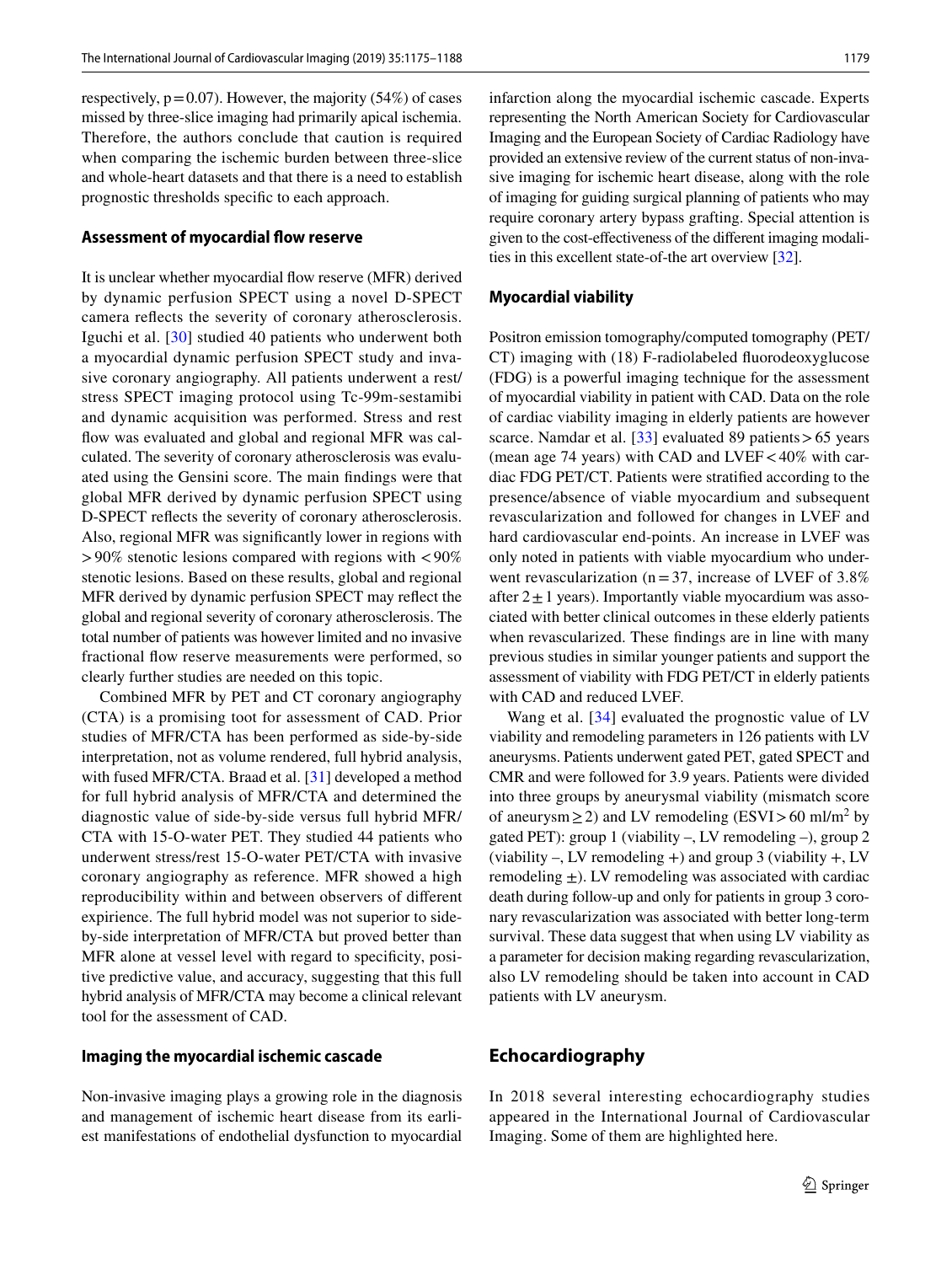respectively, $p=0.07$). However, the majority (54%) of cases missed by three-slice imaging had primarily apical ischemia. Therefore, the authors conclude that caution is required when comparing the ischemic burden between three-slice and whole-heart datasets and that there is a need to establish prognostic thresholds specific to each approach.

### Assessment of myocardial flow reserve

It is unclear whether myocardial flow reserve (MFR) derived by dynamic perfusion SPECT using a novel D-SPECT camera reflects the severity of coronary atherosclerosis. Iguchi et al. [30] studied 40 patients who underwent both a myocardial dynamic perfusion SPECT study and invasive coronary angiography. All patients underwent a rest/stress SPECT imaging protocol using Tc-99m-sestamibi and dynamic acquisition was performed. Stress and rest flow was evaluated and global and regional MFR was calculated. The severity of coronary atherosclerosis was evaluated using the Gensini score. The main findings were that global MFR derived by dynamic perfusion SPECT using D-SPECT reflects the severity of coronary atherosclerosis. Also, regional MFR was significantly lower in regions with $>90\%$ stenotic lesions compared with regions with $<90\%$ stenotic lesions. Based on these results, global and regional MFR derived by dynamic perfusion SPECT may reflect the global and regional severity of coronary atherosclerosis. The total number of patients was however limited and no invasive fractional flow reserve measurements were performed, so clearly further studies are needed on this topic.

Combined MFR by PET and CT coronary angiography (CTA) is a promising toot for assessment of CAD. Prior studies of MFR/CTA has been performed as side-by-side interpretation, not as volume rendered, full hybrid analysis, with fused MFR/CTA. Braad et al. [31] developed a method for full hybrid analysis of MFR/CTA and determined the diagnostic value of side-by-side versus full hybrid MFR/CTA with 15-O-water PET. They studied 44 patients who underwent stress/rest 15-O-water PET/CTA with invasive coronary angiography as reference. MFR showed a high reproducibility within and between observers of different expirience. The full hybrid model was not superior to side-by-side interpretation of MFR/CTA but proved better than MFR alone at vessel level with regard to specificity, positive predictive value, and accuracy, suggesting that this full hybrid analysis of MFR/CTA may become a clinical relevant tool for the assessment of CAD.

### Imaging the myocardial ischemic cascade

Non-invasive imaging plays a growing role in the diagnosis and management of ischemic heart disease from its earliest manifestations of endothelial dysfunction to myocardial infarction along the myocardial ischemic cascade. Experts representing the North American Society for Cardiovascular Imaging and the European Society of Cardiac Radiology have provided an extensive review of the current status of non-invasive imaging for ischemic heart disease, along with the role of imaging for guiding surgical planning of patients who may require coronary artery bypass grafting. Special attention is given to the cost-effectiveness of the different imaging modalities in this excellent state-of-the art overview [32].

### Myocardial viability

Positron emission tomography/computed tomography (PET/CT) imaging with (18) F-radiolabeled fluorodeoxyglucose (FDG) is a powerful imaging technique for the assessment of myocardial viability in patient with CAD. Data on the role of cardiac viability imaging in elderly patients are however scarce. Namdar et al. [33] evaluated 89 patients $>65$ years (mean age 74 years) with CAD and LVEF $<40\%$ with cardiac FDG PET/CT. Patients were stratified according to the presence/absence of viable myocardium and subsequent revascularization and followed for changes in LVEF and hard cardiovascular end-points. An increase in LVEF was only noted in patients with viable myocardium who underwent revascularization ($n=37$, increase of LVEF of 3.8% after $2\pm1$ years). Importantly viable myocardium was associated with better clinical outcomes in these elderly patients when revascularized. These findings are in line with many previous studies in similar younger patients and support the assessment of viability with FDG PET/CT in elderly patients with CAD and reduced LVEF.

Wang et al. [34] evaluated the prognostic value of LV viability and remodeling parameters in 126 patients with LV aneurysms. Patients underwent gated PET, gated SPECT and CMR and were followed for 3.9 years. Patients were divided into three groups by aneurysmal viability (mismatch score of aneurysm $\geq 2$) and LV remodeling (ESVI $>60$ ml/m$^2$ by gated PET): group 1 (viability –, LV remodeling –), group 2 (viability –, LV remodeling +) and group 3 (viability +, LV remodeling $\pm$). LV remodeling was associated with cardiac death during follow-up and only for patients in group 3 coronary revascularization was associated with better long-term survival. These data suggest that when using LV viability as a parameter for decision making regarding revascularization, also LV remodeling should be taken into account in CAD patients with LV aneurysm.

## Echocardiography

In 2018 several interesting echocardiography studies appeared in the International Journal of Cardiovascular Imaging. Some of them are highlighted here.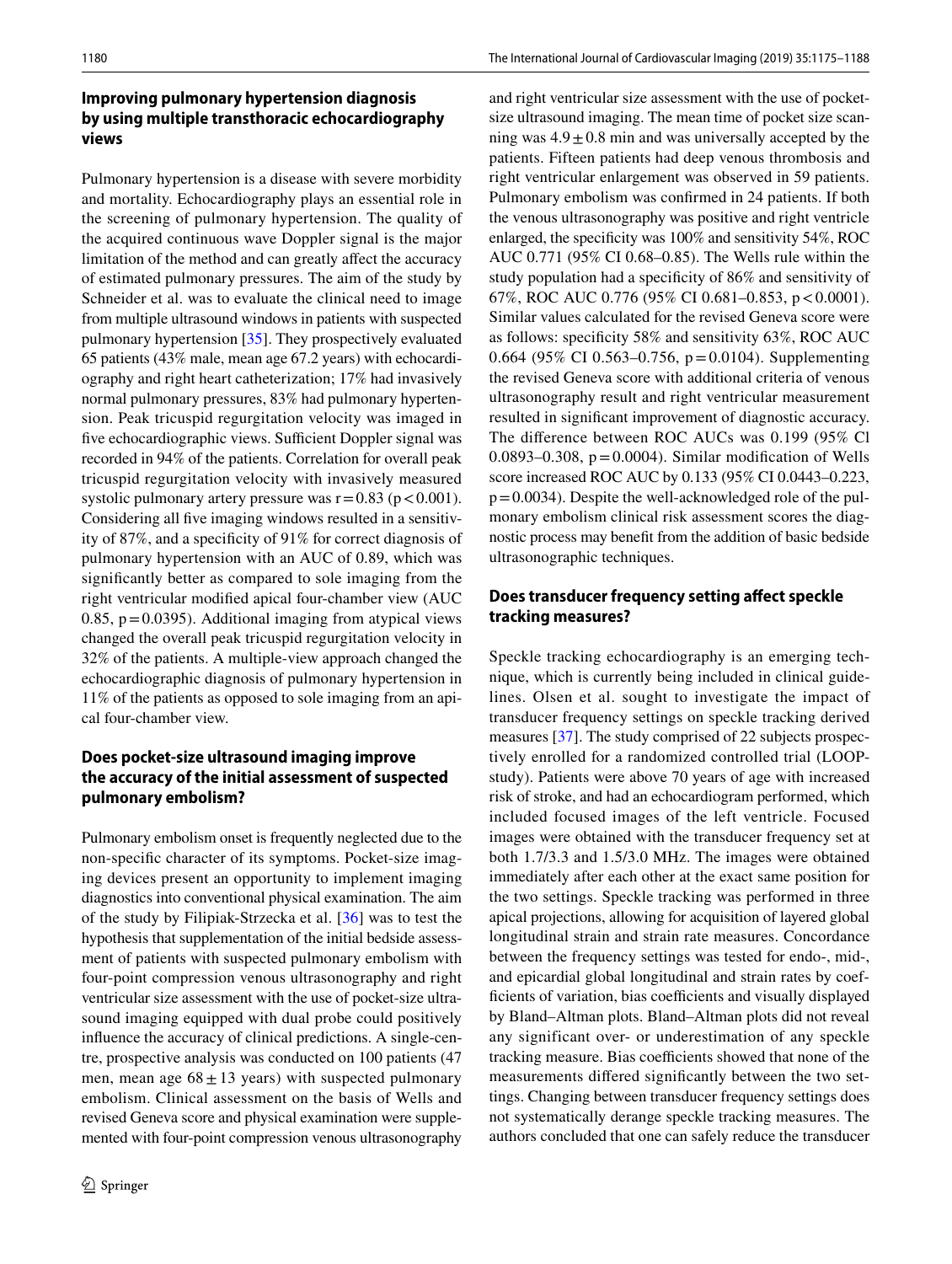## Improving pulmonary hypertension diagnosis by using multiple transthoracic echocardiography views

Pulmonary hypertension is a disease with severe morbidity and mortality. Echocardiography plays an essential role in the screening of pulmonary hypertension. The quality of the acquired continuous wave Doppler signal is the major limitation of the method and can greatly affect the accuracy of estimated pulmonary pressures. The aim of the study by Schneider et al. was to evaluate the clinical need to image from multiple ultrasound windows in patients with suspected pulmonary hypertension [35]. They prospectively evaluated 65 patients (43% male, mean age 67.2 years) with echocardiography and right heart catheterization; 17% had invasively normal pulmonary pressures, 83% had pulmonary hypertension. Peak tricuspid regurgitation velocity was imaged in five echocardiographic views. Sufficient Doppler signal was recorded in 94% of the patients. Correlation for overall peak tricuspid regurgitation velocity with invasively measured systolic pulmonary artery pressure was $r = 0.83$ ($p < 0.001$). Considering all five imaging windows resulted in a sensitivity of 87%, and a specificity of 91% for correct diagnosis of pulmonary hypertension with an AUC of 0.89, which was significantly better as compared to sole imaging from the right ventricular modified apical four-chamber view (AUC 0.85, $p = 0.0395$). Additional imaging from atypical views changed the overall peak tricuspid regurgitation velocity in 32% of the patients. A multiple-view approach changed the echocardiographic diagnosis of pulmonary hypertension in 11% of the patients as opposed to sole imaging from an apical four-chamber view.

## Does pocket-size ultrasound imaging improve the accuracy of the initial assessment of suspected pulmonary embolism?

Pulmonary embolism onset is frequently neglected due to the non-specific character of its symptoms. Pocket-size imaging devices present an opportunity to implement imaging diagnostics into conventional physical examination. The aim of the study by Filipiak-Strzecka et al. [36] was to test the hypothesis that supplementation of the initial bedside assessment of patients with suspected pulmonary embolism with four-point compression venous ultrasonography and right ventricular size assessment with the use of pocket-size ultrasound imaging equipped with dual probe could positively influence the accuracy of clinical predictions. A single-centre, prospective analysis was conducted on 100 patients (47 men, mean age $68 \pm 13$ years) with suspected pulmonary embolism. Clinical assessment on the basis of Wells and revised Geneva score and physical examination were supplemented with four-point compression venous ultrasonography and right ventricular size assessment with the use of pocket-size ultrasound imaging. The mean time of pocket size scanning was $4.9 \pm 0.8$ min and was universally accepted by the patients. Fifteen patients had deep venous thrombosis and right ventricular enlargement was observed in 59 patients. Pulmonary embolism was confirmed in 24 patients. If both the venous ultrasonography was positive and right ventricle enlarged, the specificity was 100% and sensitivity 54%, ROC AUC 0.771 (95% CI 0.68–0.85). The Wells rule within the study population had a specificity of 86% and sensitivity of 67%, ROC AUC 0.776 (95% CI 0.681–0.853, $p < 0.0001$). Similar values calculated for the revised Geneva score were as follows: specificity 58% and sensitivity 63%, ROC AUC 0.664 (95% CI 0.563–0.756, $p = 0.0104$). Supplementing the revised Geneva score with additional criteria of venous ultrasonography result and right ventricular measurement resulted in significant improvement of diagnostic accuracy. The difference between ROC AUCs was 0.199 (95% Cl 0.0893–0.308, $p = 0.0004$). Similar modification of Wells score increased ROC AUC by 0.133 (95% CI 0.0443–0.223, $p = 0.0034$). Despite the well-acknowledged role of the pulmonary embolism clinical risk assessment scores the diagnostic process may benefit from the addition of basic bedside ultrasonographic techniques.

## Does transducer frequency setting affect speckle tracking measures?

Speckle tracking echocardiography is an emerging technique, which is currently being included in clinical guidelines. Olsen et al. sought to investigate the impact of transducer frequency settings on speckle tracking derived measures [37]. The study comprised of 22 subjects prospectively enrolled for a randomized controlled trial (LOOP-study). Patients were above 70 years of age with increased risk of stroke, and had an echocardiogram performed, which included focused images of the left ventricle. Focused images were obtained with the transducer frequency set at both 1.7/3.3 and 1.5/3.0 MHz. The images were obtained immediately after each other at the exact same position for the two settings. Speckle tracking was performed in three apical projections, allowing for acquisition of layered global longitudinal strain and strain rate measures. Concordance between the frequency settings was tested for endo-, mid-, and epicardial global longitudinal and strain rates by coefficients of variation, bias coefficients and visually displayed by Bland–Altman plots. Bland–Altman plots did not reveal any significant over- or underestimation of any speckle tracking measure. Bias coefficients showed that none of the measurements differed significantly between the two settings. Changing between transducer frequency settings does not systematically derange speckle tracking measures. The authors concluded that one can safely reduce the transducer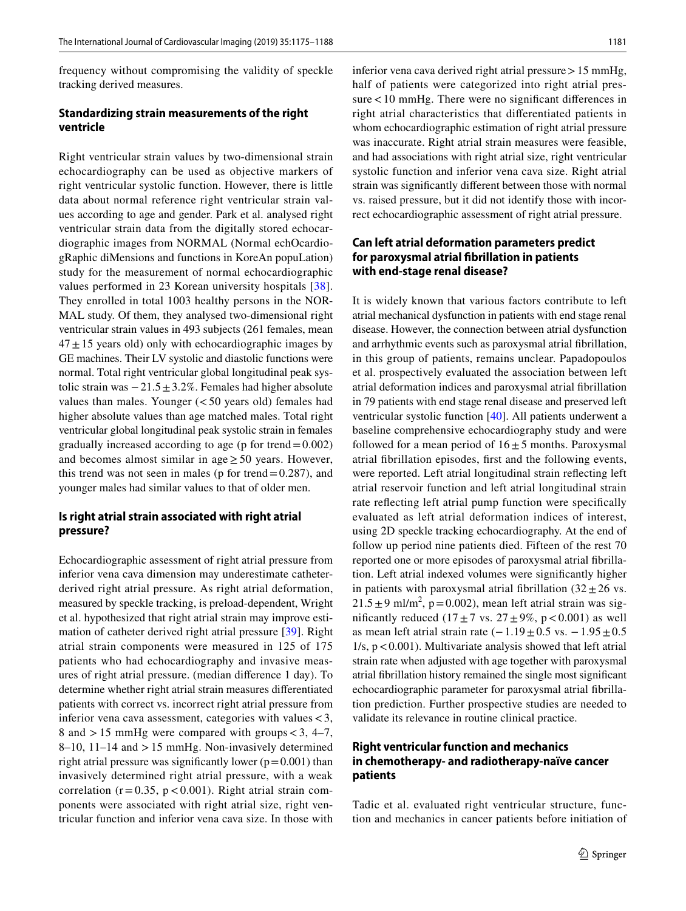frequency without compromising the validity of speckle tracking derived measures.

## Standardizing strain measurements of the right ventricle

Right ventricular strain values by two-dimensional strain echocardiography can be used as objective markers of right ventricular systolic function. However, there is little data about normal reference right ventricular strain values according to age and gender. Park et al. analysed right ventricular strain data from the digitally stored echocardiographic images from NORMAL (Normal echOcardiogRaphic diMensions and functions in KoreAn popuLation) study for the measurement of normal echocardiographic values performed in 23 Korean university hospitals [38]. They enrolled in total 1003 healthy persons in the NORMAL study. Of them, they analysed two-dimensional right ventricular strain values in 493 subjects (261 females, mean $47 \pm 15$ years old) only with echocardiographic images by GE machines. Their LV systolic and diastolic functions were normal. Total right ventricular global longitudinal peak systolic strain was $-21.5 \pm 3.2\%$. Females had higher absolute values than males. Younger (< 50 years old) females had higher absolute values than age matched males. Total right ventricular global longitudinal peak systolic strain in females gradually increased according to age (p for trend = 0.002) and becomes almost similar in age ≥ 50 years. However, this trend was not seen in males (p for trend = 0.287), and younger males had similar values to that of older men.

## Is right atrial strain associated with right atrial pressure?

Echocardiographic assessment of right atrial pressure from inferior vena cava dimension may underestimate catheter-derived right atrial pressure. As right atrial deformation, measured by speckle tracking, is preload-dependent, Wright et al. hypothesized that right atrial strain may improve estimation of catheter derived right atrial pressure [39]. Right atrial strain components were measured in 125 of 175 patients who had echocardiography and invasive measures of right atrial pressure. (median difference 1 day). To determine whether right atrial strain measures differentiated patients with correct vs. incorrect right atrial pressure from inferior vena cava assessment, categories with values < 3, 8 and > 15 mmHg were compared with groups < 3, 4–7, 8–10, 11–14 and > 15 mmHg. Non-invasively determined right atrial pressure was significantly lower ($p = 0.001$) than invasively determined right atrial pressure, with a weak correlation ($r = 0.35$, $p < 0.001$). Right atrial strain components were associated with right atrial size, right ventricular function and inferior vena cava size. In those with inferior vena cava derived right atrial pressure > 15 mmHg, half of patients were categorized into right atrial pressure < 10 mmHg. There were no significant differences in right atrial characteristics that differentiated patients in whom echocardiographic estimation of right atrial pressure was inaccurate. Right atrial strain measures were feasible, and had associations with right atrial size, right ventricular systolic function and inferior vena cava size. Right atrial strain was significantly different between those with normal vs. raised pressure, but it did not identify those with incorrect echocardiographic assessment of right atrial pressure.

## Can left atrial deformation parameters predict for paroxysmal atrial fibrillation in patients with end-stage renal disease?

It is widely known that various factors contribute to left atrial mechanical dysfunction in patients with end stage renal disease. However, the connection between atrial dysfunction and arrhythmic events such as paroxysmal atrial fibrillation, in this group of patients, remains unclear. Papadopoulos et al. prospectively evaluated the association between left atrial deformation indices and paroxysmal atrial fibrillation in 79 patients with end stage renal disease and preserved left ventricular systolic function [40]. All patients underwent a baseline comprehensive echocardiography study and were followed for a mean period of $16 \pm 5$ months. Paroxysmal atrial fibrillation episodes, first and the following events, were reported. Left atrial longitudinal strain reflecting left atrial reservoir function and left atrial longitudinal strain rate reflecting left atrial pump function were specifically evaluated as left atrial deformation indices of interest, using 2D speckle tracking echocardiography. At the end of follow up period nine patients died. Fifteen of the rest 70 reported one or more episodes of paroxysmal atrial fibrillation. Left atrial indexed volumes were significantly higher in patients with paroxysmal atrial fibrillation ($32 \pm 26$ vs. $21.5 \pm 9$ ml/m$^2$, $p = 0.002$), mean left atrial strain was significantly reduced ($17 \pm 7$ vs. $27 \pm 9\%$, $p < 0.001$) as well as mean left atrial strain rate ($-1.19 \pm 0.5$ vs. $-1.95 \pm 0.5$ 1/s, $p < 0.001$). Multivariate analysis showed that left atrial strain rate when adjusted with age together with paroxysmal atrial fibrillation history remained the single most significant echocardiographic parameter for paroxysmal atrial fibrillation prediction. Further prospective studies are needed to validate its relevance in routine clinical practice.

## Right ventricular function and mechanics in chemotherapy- and radiotherapy-naïve cancer patients

Tadic et al. evaluated right ventricular structure, function and mechanics in cancer patients before initiation of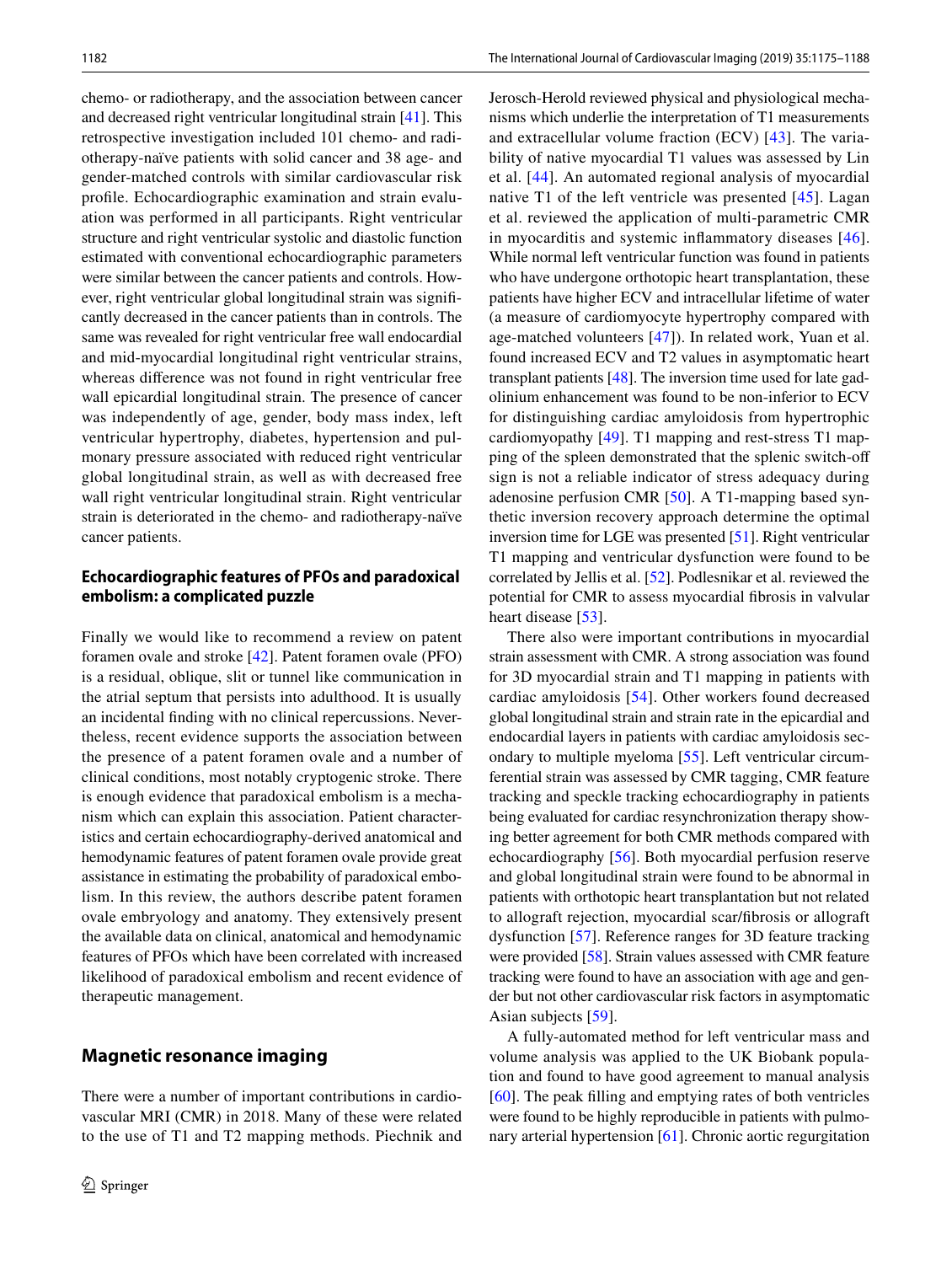chemo- or radiotherapy, and the association between cancer and decreased right ventricular longitudinal strain [41]. This retrospective investigation included 101 chemo- and radiotherapy-naïve patients with solid cancer and 38 age- and gender-matched controls with similar cardiovascular risk profile. Echocardiographic examination and strain evaluation was performed in all participants. Right ventricular structure and right ventricular systolic and diastolic function estimated with conventional echocardiographic parameters were similar between the cancer patients and controls. However, right ventricular global longitudinal strain was significantly decreased in the cancer patients than in controls. The same was revealed for right ventricular free wall endocardial and mid-myocardial longitudinal right ventricular strains, whereas difference was not found in right ventricular free wall epicardial longitudinal strain. The presence of cancer was independently of age, gender, body mass index, left ventricular hypertrophy, diabetes, hypertension and pulmonary pressure associated with reduced right ventricular global longitudinal strain, as well as with decreased free wall right ventricular longitudinal strain. Right ventricular strain is deteriorated in the chemo- and radiotherapy-naïve cancer patients.

### Echocardiographic features of PFOs and paradoxical embolism: a complicated puzzle

Finally we would like to recommend a review on patent foramen ovale and stroke [42]. Patent foramen ovale (PFO) is a residual, oblique, slit or tunnel like communication in the atrial septum that persists into adulthood. It is usually an incidental finding with no clinical repercussions. Nevertheless, recent evidence supports the association between the presence of a patent foramen ovale and a number of clinical conditions, most notably cryptogenic stroke. There is enough evidence that paradoxical embolism is a mechanism which can explain this association. Patient characteristics and certain echocardiography-derived anatomical and hemodynamic features of patent foramen ovale provide great assistance in estimating the probability of paradoxical embolism. In this review, the authors describe patent foramen ovale embryology and anatomy. They extensively present the available data on clinical, anatomical and hemodynamic features of PFOs which have been correlated with increased likelihood of paradoxical embolism and recent evidence of therapeutic management.

## Magnetic resonance imaging

There were a number of important contributions in cardiovascular MRI (CMR) in 2018. Many of these were related to the use of T1 and T2 mapping methods. Piechnik and Jerosch-Herold reviewed physical and physiological mechanisms which underlie the interpretation of T1 measurements and extracellular volume fraction (ECV) [43]. The variability of native myocardial T1 values was assessed by Lin et al. [44]. An automated regional analysis of myocardial native T1 of the left ventricle was presented [45]. Lagan et al. reviewed the application of multi-parametric CMR in myocarditis and systemic inflammatory diseases [46]. While normal left ventricular function was found in patients who have undergone orthotopic heart transplantation, these patients have higher ECV and intracellular lifetime of water (a measure of cardiomyocyte hypertrophy compared with age-matched volunteers [47]). In related work, Yuan et al. found increased ECV and T2 values in asymptomatic heart transplant patients [48]. The inversion time used for late gadolinium enhancement was found to be non-inferior to ECV for distinguishing cardiac amyloidosis from hypertrophic cardiomyopathy [49]. T1 mapping and rest-stress T1 mapping of the spleen demonstrated that the splenic switch-off sign is not a reliable indicator of stress adequacy during adenosine perfusion CMR [50]. A T1-mapping based synthetic inversion recovery approach determine the optimal inversion time for LGE was presented [51]. Right ventricular T1 mapping and ventricular dysfunction were found to be correlated by Jellis et al. [52]. Podlesnikar et al. reviewed the potential for CMR to assess myocardial fibrosis in valvular heart disease [53].

There also were important contributions in myocardial strain assessment with CMR. A strong association was found for 3D myocardial strain and T1 mapping in patients with cardiac amyloidosis [54]. Other workers found decreased global longitudinal strain and strain rate in the epicardial and endocardial layers in patients with cardiac amyloidosis secondary to multiple myeloma [55]. Left ventricular circumferential strain was assessed by CMR tagging, CMR feature tracking and speckle tracking echocardiography in patients being evaluated for cardiac resynchronization therapy showing better agreement for both CMR methods compared with echocardiography [56]. Both myocardial perfusion reserve and global longitudinal strain were found to be abnormal in patients with orthotopic heart transplantation but not related to allograft rejection, myocardial scar/fibrosis or allograft dysfunction [57]. Reference ranges for 3D feature tracking were provided [58]. Strain values assessed with CMR feature tracking were found to have an association with age and gender but not other cardiovascular risk factors in asymptomatic Asian subjects [59].

A fully-automated method for left ventricular mass and volume analysis was applied to the UK Biobank population and found to have good agreement to manual analysis [60]. The peak filling and emptying rates of both ventricles were found to be highly reproducible in patients with pulmonary arterial hypertension [61]. Chronic aortic regurgitation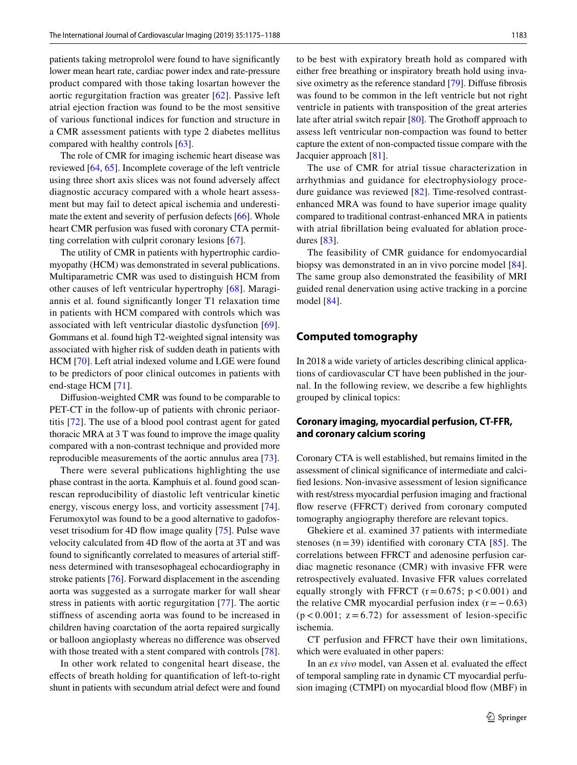patients taking metroprolol were found to have significantly lower mean heart rate, cardiac power index and rate-pressure product compared with those taking losartan however the aortic regurgitation fraction was greater [62]. Passive left atrial ejection fraction was found to be the most sensitive of various functional indices for function and structure in a CMR assessment patients with type 2 diabetes mellitus compared with healthy controls [63].

The role of CMR for imaging ischemic heart disease was reviewed [64, 65]. Incomplete coverage of the left ventricle using three short axis slices was not found adversely affect diagnostic accuracy compared with a whole heart assessment but may fail to detect apical ischemia and underestimate the extent and severity of perfusion defects [66]. Whole heart CMR perfusion was fused with coronary CTA permitting correlation with culprit coronary lesions [67].

The utility of CMR in patients with hypertrophic cardiomyopathy (HCM) was demonstrated in several publications. Multiparametric CMR was used to distinguish HCM from other causes of left ventricular hypertrophy [68]. Maragiannis et al. found significantly longer T1 relaxation time in patients with HCM compared with controls which was associated with left ventricular diastolic dysfunction [69]. Gommans et al. found high T2-weighted signal intensity was associated with higher risk of sudden death in patients with HCM [70]. Left atrial indexed volume and LGE were found to be predictors of poor clinical outcomes in patients with end-stage HCM [71].

Diffusion-weighted CMR was found to be comparable to PET-CT in the follow-up of patients with chronic periaortitis [72]. The use of a blood pool contrast agent for gated thoracic MRA at 3 T was found to improve the image quality compared with a non-contrast technique and provided more reproducible measurements of the aortic annulus area [73].

There were several publications highlighting the use phase contrast in the aorta. Kamphuis et al. found good scan-rescan reproducibility of diastolic left ventricular kinetic energy, viscous energy loss, and vorticity assessment [74]. Ferumoxytol was found to be a good alternative to gadofosveset trisodium for 4D flow image quality [75]. Pulse wave velocity calculated from 4D flow of the aorta at 3T and was found to significantly correlated to measures of arterial stiffness determined with transesophageal echocardiography in stroke patients [76]. Forward displacement in the ascending aorta was suggested as a surrogate marker for wall shear stress in patients with aortic regurgitation [77]. The aortic stiffness of ascending aorta was found to be increased in children having coarctation of the aorta repaired surgically or balloon angioplasty whereas no difference was observed with those treated with a stent compared with controls [78].

In other work related to congenital heart disease, the effects of breath holding for quantification of left-to-right shunt in patients with secundum atrial defect were and found to be best with expiratory breath hold as compared with either free breathing or inspiratory breath hold using invasive oximetry as the reference standard [79]. Diffuse fibrosis was found to be common in the left ventricle but not right ventricle in patients with transposition of the great arteries late after atrial switch repair [80]. The Grothoff approach to assess left ventricular non-compaction was found to better capture the extent of non-compacted tissue compare with the Jacquier approach [81].

The use of CMR for atrial tissue characterization in arrhythmias and guidance for electrophysiology procedure guidance was reviewed [82]. Time-resolved contrast-enhanced MRA was found to have superior image quality compared to traditional contrast-enhanced MRA in patients with atrial fibrillation being evaluated for ablation procedures [83].

The feasibility of CMR guidance for endomyocardial biopsy was demonstrated in an in vivo porcine model [84]. The same group also demonstrated the feasibility of MRI guided renal denervation using active tracking in a porcine model [84].

## Computed tomography

In 2018 a wide variety of articles describing clinical applications of cardiovascular CT have been published in the journal. In the following review, we describe a few highlights grouped by clinical topics:

### Coronary imaging, myocardial perfusion, CT-FFR, and coronary calcium scoring

Coronary CTA is well established, but remains limited in the assessment of clinical significance of intermediate and calcified lesions. Non-invasive assessment of lesion significance with rest/stress myocardial perfusion imaging and fractional flow reserve (FFRCT) derived from coronary computed tomography angiography therefore are relevant topics.

Ghekiere et al. examined 37 patients with intermediate stenoses ($n = 39$) identified with coronary CTA [85]. The correlations between FFRCT and adenosine perfusion cardiac magnetic resonance (CMR) with invasive FFR were retrospectively evaluated. Invasive FFR values correlated equally strongly with FFRCT ($r = 0.675$; $p < 0.001$) and the relative CMR myocardial perfusion index ($r = -0.63$) ($p < 0.001$; $z = 6.72$) for assessment of lesion-specific ischemia.

CT perfusion and FFRCT have their own limitations, which were evaluated in other papers:

In an *ex vivo* model, van Assen et al. evaluated the effect of temporal sampling rate in dynamic CT myocardial perfusion imaging (CTMPI) on myocardial blood flow (MBF) in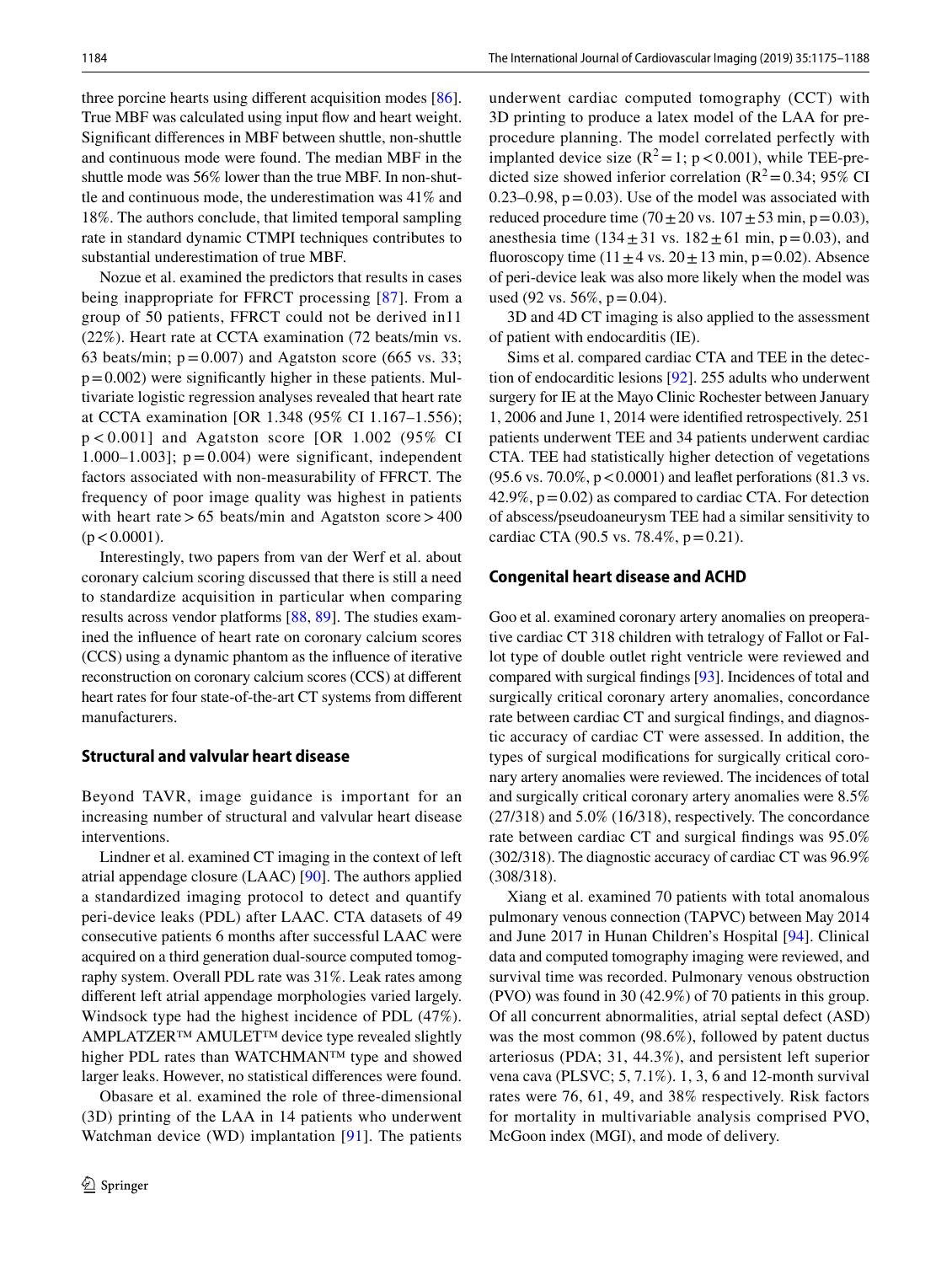three porcine hearts using different acquisition modes [86]. True MBF was calculated using input flow and heart weight. Significant differences in MBF between shuttle, non-shuttle and continuous mode were found. The median MBF in the shuttle mode was 56% lower than the true MBF. In non-shuttle and continuous mode, the underestimation was 41% and 18%. The authors conclude, that limited temporal sampling rate in standard dynamic CTMPI techniques contributes to substantial underestimation of true MBF.

Nozue et al. examined the predictors that results in cases being inappropriate for FFRCT processing [87]. From a group of 50 patients, FFRCT could not be derived in11 (22%). Heart rate at CCTA examination (72 beats/min vs. 63 beats/min; $p=0.007$) and Agatston score (665 vs. 33; $p=0.002$) were significantly higher in these patients. Multivariate logistic regression analyses revealed that heart rate at CCTA examination [OR 1.348 (95% CI 1.167–1.556); $p<0.001$] and Agatston score [OR 1.002 (95% CI 1.000–1.003]; $p=0.004$) were significant, independent factors associated with non-measurability of FFRCT. The frequency of poor image quality was highest in patients with heart rate > 65 beats/min and Agatston score > 400 ($p<0.0001$).

Interestingly, two papers from van der Werf et al. about coronary calcium scoring discussed that there is still a need to standardize acquisition in particular when comparing results across vendor platforms [88, 89]. The studies examined the influence of heart rate on coronary calcium scores (CCS) using a dynamic phantom as the influence of iterative reconstruction on coronary calcium scores (CCS) at different heart rates for four state-of-the-art CT systems from different manufacturers.

### Structural and valvular heart disease

Beyond TAVR, image guidance is important for an increasing number of structural and valvular heart disease interventions.

Lindner et al. examined CT imaging in the context of left atrial appendage closure (LAAC) [90]. The authors applied a standardized imaging protocol to detect and quantify peri-device leaks (PDL) after LAAC. CTA datasets of 49 consecutive patients 6 months after successful LAAC were acquired on a third generation dual-source computed tomography system. Overall PDL rate was 31%. Leak rates among different left atrial appendage morphologies varied largely. Windsock type had the highest incidence of PDL (47%). AMPLATZER™ AMULET™ device type revealed slightly higher PDL rates than WATCHMAN™ type and showed larger leaks. However, no statistical differences were found.

Obasare et al. examined the role of three-dimensional (3D) printing of the LAA in 14 patients who underwent Watchman device (WD) implantation [91]. The patients underwent cardiac computed tomography (CCT) with 3D printing to produce a latex model of the LAA for pre-procedure planning. The model correlated perfectly with implanted device size ($R^2=1$; $p<0.001$), while TEE-predicted size showed inferior correlation ($R^2=0.34$; 95% CI 0.23–0.98, $p=0.03$). Use of the model was associated with reduced procedure time (70 ± 20 vs. 107 ± 53 min, $p=0.03$), anesthesia time (134 ± 31 vs. 182 ± 61 min, $p=0.03$), and fluoroscopy time (11 ± 4 vs. 20 ± 13 min, $p=0.02$). Absence of peri-device leak was also more likely when the model was used (92 vs. 56%, $p=0.04$).

3D and 4D CT imaging is also applied to the assessment of patient with endocarditis (IE).

Sims et al. compared cardiac CTA and TEE in the detection of endocarditic lesions [92]. 255 adults who underwent surgery for IE at the Mayo Clinic Rochester between January 1, 2006 and June 1, 2014 were identified retrospectively. 251 patients underwent TEE and 34 patients underwent cardiac CTA. TEE had statistically higher detection of vegetations (95.6 vs. 70.0%, $p<0.0001$) and leaflet perforations (81.3 vs. 42.9%, $p=0.02$) as compared to cardiac CTA. For detection of abscess/pseudoaneurysm TEE had a similar sensitivity to cardiac CTA (90.5 vs. 78.4%, $p=0.21$).

### Congenital heart disease and ACHD

Goo et al. examined coronary artery anomalies on preoperative cardiac CT 318 children with tetralogy of Fallot or Fallot type of double outlet right ventricle were reviewed and compared with surgical findings [93]. Incidences of total and surgically critical coronary artery anomalies, concordance rate between cardiac CT and surgical findings, and diagnostic accuracy of cardiac CT were assessed. In addition, the types of surgical modifications for surgically critical coronary artery anomalies were reviewed. The incidences of total and surgically critical coronary artery anomalies were 8.5% (27/318) and 5.0% (16/318), respectively. The concordance rate between cardiac CT and surgical findings was 95.0% (302/318). The diagnostic accuracy of cardiac CT was 96.9% (308/318).

Xiang et al. examined 70 patients with total anomalous pulmonary venous connection (TAPVC) between May 2014 and June 2017 in Hunan Children's Hospital [94]. Clinical data and computed tomography imaging were reviewed, and survival time was recorded. Pulmonary venous obstruction (PVO) was found in 30 (42.9%) of 70 patients in this group. Of all concurrent abnormalities, atrial septal defect (ASD) was the most common (98.6%), followed by patent ductus arteriosus (PDA; 31, 44.3%), and persistent left superior vena cava (PLSVC; 5, 7.1%). 1, 3, 6 and 12-month survival rates were 76, 61, 49, and 38% respectively. Risk factors for mortality in multivariable analysis comprised PVO, McGoon index (MGI), and mode of delivery.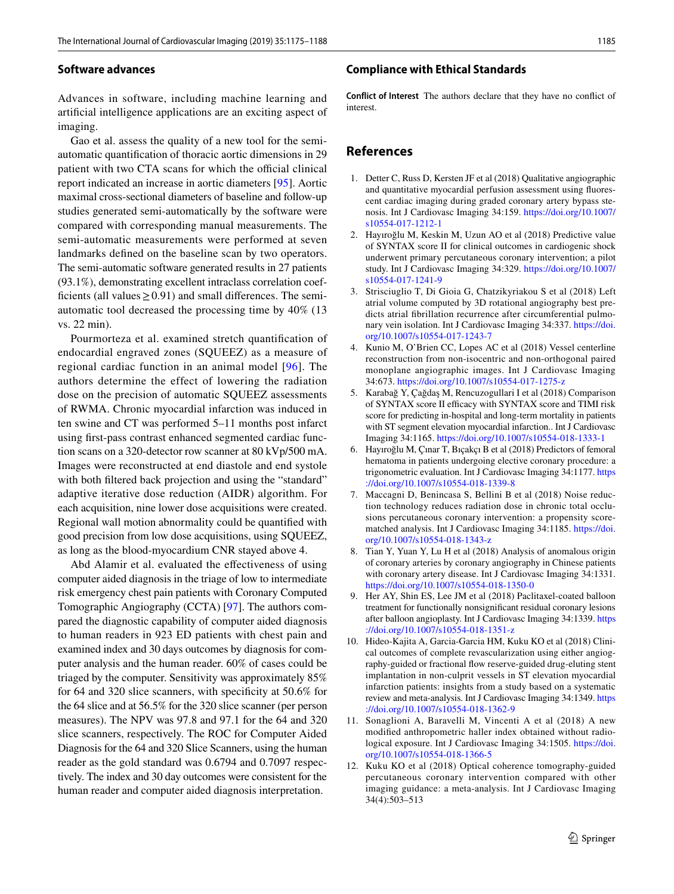## Software advances

Advances in software, including machine learning and artificial intelligence applications are an exciting aspect of imaging.

Gao et al. assess the quality of a new tool for the semi-automatic quantification of thoracic aortic dimensions in 29 patient with two CTA scans for which the official clinical report indicated an increase in aortic diameters [95]. Aortic maximal cross-sectional diameters of baseline and follow-up studies generated semi-automatically by the software were compared with corresponding manual measurements. The semi-automatic measurements were performed at seven landmarks defined on the baseline scan by two operators. The semi-automatic software generated results in 27 patients (93.1%), demonstrating excellent intraclass correlation coefficients (all values $\geq 0.91$) and small differences. The semi-automatic tool decreased the processing time by 40% (13 vs. 22 min).

Pourmorteza et al. examined stretch quantification of endocardial engraved zones (SQUEEZ) as a measure of regional cardiac function in an animal model [96]. The authors determine the effect of lowering the radiation dose on the precision of automatic SQUEEZ assessments of RWMA. Chronic myocardial infarction was induced in ten swine and CT was performed 5–11 months post infarct using first-pass contrast enhanced segmented cardiac function scans on a 320-detector row scanner at 80 kVp/500 mA. Images were reconstructed at end diastole and end systole with both filtered back projection and using the "standard" adaptive iterative dose reduction (AIDR) algorithm. For each acquisition, nine lower dose acquisitions were created. Regional wall motion abnormality could be quantified with good precision from low dose acquisitions, using SQUEEZ, as long as the blood-myocardium CNR stayed above 4.

Abd Alamir et al. evaluated the effectiveness of using computer aided diagnosis in the triage of low to intermediate risk emergency chest pain patients with Coronary Computed Tomographic Angiography (CCTA) [97]. The authors compared the diagnostic capability of computer aided diagnosis to human readers in 923 ED patients with chest pain and examined index and 30 days outcomes by diagnosis for computer analysis and the human reader. 60% of cases could be triaged by the computer. Sensitivity was approximately 85% for 64 and 320 slice scanners, with specificity at 50.6% for the 64 slice and at 56.5% for the 320 slice scanner (per person measures). The NPV was 97.8 and 97.1 for the 64 and 320 slice scanners, respectively. The ROC for Computer Aided Diagnosis for the 64 and 320 Slice Scanners, using the human reader as the gold standard was 0.6794 and 0.7097 respectively. The index and 30 day outcomes were consistent for the human reader and computer aided diagnosis interpretation.

## Compliance with Ethical Standards

**Conflict of Interest** The authors declare that they have no conflict of interest.

## References

1. Detter C, Russ D, Kersten JF et al (2018) Qualitative angiographic and quantitative myocardial perfusion assessment using fluorescent cardiac imaging during graded coronary artery bypass stenosis. Int J Cardiovasc Imaging 34:159. https://doi.org/10.1007/s10554-017-1212-1
2. Hayıroğlu M, Keskin M, Uzun AO et al (2018) Predictive value of SYNTAX score II for clinical outcomes in cardiogenic shock underwent primary percutaneous coronary intervention; a pilot study. Int J Cardiovasc Imaging 34:329. https://doi.org/10.1007/s10554-017-1241-9
3. Strisciuglio T, Di Gioia G, Chatzikyriakou S et al (2018) Left atrial volume computed by 3D rotational angiography best predicts atrial fibrillation recurrence after circumferential pulmonary vein isolation. Int J Cardiovasc Imaging 34:337. https://doi.org/10.1007/s10554-017-1243-7
4. Kunio M, O'Brien CC, Lopes AC et al (2018) Vessel centerline reconstruction from non-isocentric and non-orthogonal paired monoplane angiographic images. Int J Cardiovasc Imaging 34:673. https://doi.org/10.1007/s10554-017-1275-z
5. Karabağ Y, Çağdaş M, Rencuzogullari I et al (2018) Comparison of SYNTAX score II efficacy with SYNTAX score and TIMI risk score for predicting in-hospital and long-term mortality in patients with ST segment elevation myocardial infarction.. Int J Cardiovasc Imaging 34:1165. https://doi.org/10.1007/s10554-018-1333-1
6. Hayıroğlu M, Çınar T, Bıçakçı B et al (2018) Predictors of femoral hematoma in patients undergoing elective coronary procedure: a trigonometric evaluation. Int J Cardiovasc Imaging 34:1177. https://doi.org/10.1007/s10554-018-1339-8
7. Maccagni D, Benincasa S, Bellini B et al (2018) Noise reduction technology reduces radiation dose in chronic total occlusions percutaneous coronary intervention: a propensity score-matched analysis. Int J Cardiovasc Imaging 34:1185. https://doi.org/10.1007/s10554-018-1343-z
8. Tian Y, Yuan Y, Lu H et al (2018) Analysis of anomalous origin of coronary arteries by coronary angiography in Chinese patients with coronary artery disease. Int J Cardiovasc Imaging 34:1331. https://doi.org/10.1007/s10554-018-1350-0
9. Her AY, Shin ES, Lee JM et al (2018) Paclitaxel-coated balloon treatment for functionally nonsignificant residual coronary lesions after balloon angioplasty. Int J Cardiovasc Imaging 34:1339. https://doi.org/10.1007/s10554-018-1351-z
10. Hideo-Kajita A, Garcia-Garcia HM, Kuku KO et al (2018) Clinical outcomes of complete revascularization using either angiography-guided or fractional flow reserve-guided drug-eluting stent implantation in non-culprit vessels in ST elevation myocardial infarction patients: insights from a study based on a systematic review and meta-analysis. Int J Cardiovasc Imaging 34:1349. https://doi.org/10.1007/s10554-018-1362-9
11. Sonaglioni A, Baravelli M, Vincenti A et al (2018) A new modified anthropometric haller index obtained without radiological exposure. Int J Cardiovasc Imaging 34:1505. https://doi.org/10.1007/s10554-018-1366-5
12. Kuku KO et al (2018) Optical coherence tomography-guided percutaneous coronary intervention compared with other imaging guidance: a meta-analysis. Int J Cardiovasc Imaging 34(4):503–513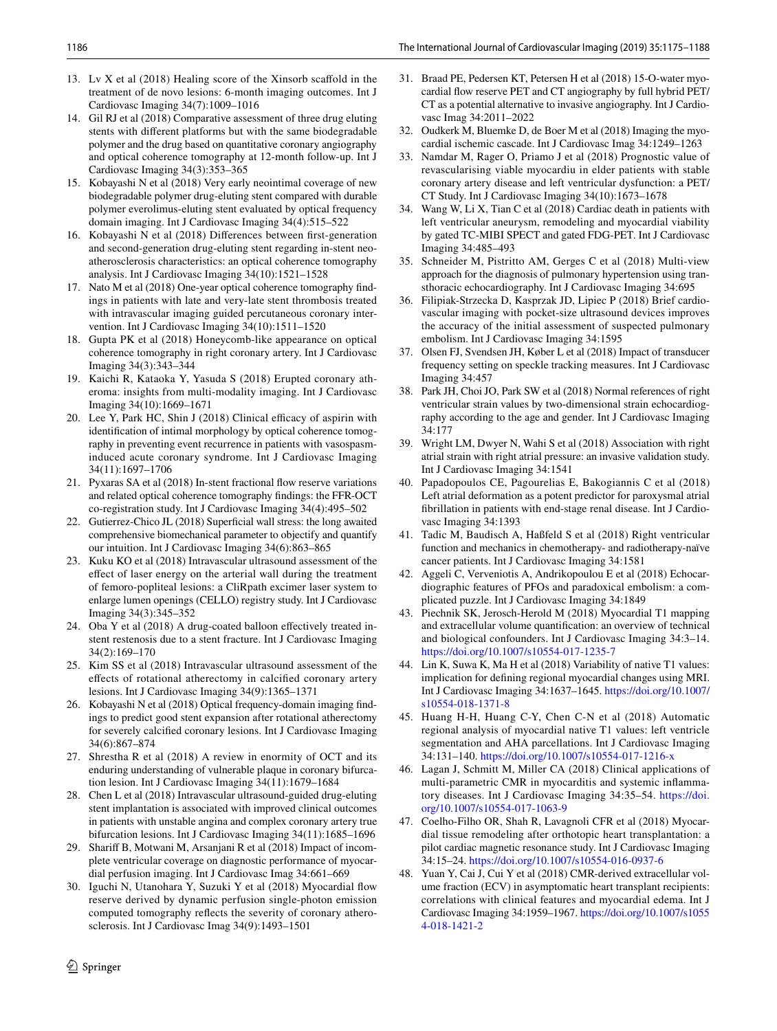13. Lv X et al (2018) Healing score of the Xinsorb scaffold in the treatment of de novo lesions: 6-month imaging outcomes. Int J Cardiovasc Imaging 34(7):1009–1016
14. Gil RJ et al (2018) Comparative assessment of three drug eluting stents with different platforms but with the same biodegradable polymer and the drug based on quantitative coronary angiography and optical coherence tomography at 12-month follow-up. Int J Cardiovasc Imaging 34(3):353–365
15. Kobayashi N et al (2018) Very early neointimal coverage of new biodegradable polymer drug-eluting stent compared with durable polymer everolimus-eluting stent evaluated by optical frequency domain imaging. Int J Cardiovasc Imaging 34(4):515–522
16. Kobayashi N et al (2018) Differences between first-generation and second-generation drug-eluting stent regarding in-stent neoatherosclerosis characteristics: an optical coherence tomography analysis. Int J Cardiovasc Imaging 34(10):1521–1528
17. Nato M et al (2018) One-year optical coherence tomography findings in patients with late and very-late stent thrombosis treated with intravascular imaging guided percutaneous coronary intervention. Int J Cardiovasc Imaging 34(10):1511–1520
18. Gupta PK et al (2018) Honeycomb-like appearance on optical coherence tomography in right coronary artery. Int J Cardiovasc Imaging 34(3):343–344
19. Kaichi R, Kataoka Y, Yasuda S (2018) Erupted coronary atheroma: insights from multi-modality imaging. Int J Cardiovasc Imaging 34(10):1669–1671
20. Lee Y, Park HC, Shin J (2018) Clinical efficacy of aspirin with identification of intimal morphology by optical coherence tomography in preventing event recurrence in patients with vasospasm-induced acute coronary syndrome. Int J Cardiovasc Imaging 34(11):1697–1706
21. Pyxaras SA et al (2018) In-stent fractional flow reserve variations and related optical coherence tomography findings: the FFR-OCT co-registration study. Int J Cardiovasc Imaging 34(4):495–502
22. Gutierrez-Chico JL (2018) Superficial wall stress: the long awaited comprehensive biomechanical parameter to objectify and quantify our intuition. Int J Cardiovasc Imaging 34(6):863–865
23. Kuku KO et al (2018) Intravascular ultrasound assessment of the effect of laser energy on the arterial wall during the treatment of femoro-popliteal lesions: a CliRpath excimer laser system to enlarge lumen openings (CELLO) registry study. Int J Cardiovasc Imaging 34(3):345–352
24. Oba Y et al (2018) A drug-coated balloon effectively treated in-stent restenosis due to a stent fracture. Int J Cardiovasc Imaging 34(2):169–170
25. Kim SS et al (2018) Intravascular ultrasound assessment of the effects of rotational atherectomy in calcified coronary artery lesions. Int J Cardiovasc Imaging 34(9):1365–1371
26. Kobayashi N et al (2018) Optical frequency-domain imaging findings to predict good stent expansion after rotational atherectomy for severely calcified coronary lesions. Int J Cardiovasc Imaging 34(6):867–874
27. Shrestha R et al (2018) A review in enormity of OCT and its enduring understanding of vulnerable plaque in coronary bifurcation lesion. Int J Cardiovasc Imaging 34(11):1679–1684
28. Chen L et al (2018) Intravascular ultrasound-guided drug-eluting stent implantation is associated with improved clinical outcomes in patients with unstable angina and complex coronary artery true bifurcation lesions. Int J Cardiovasc Imaging 34(11):1685–1696
29. Shariff B, Motwani M, Arsanjani R et al (2018) Impact of incomplete ventricular coverage on diagnostic performance of myocardial perfusion imaging. Int J Cardiovasc Imag 34:661–669
30. Iguchi N, Utanohara Y, Suzuki Y et al (2018) Myocardial flow reserve derived by dynamic perfusion single-photon emission computed tomography reflects the severity of coronary atherosclerosis. Int J Cardiovasc Imag 34(9):1493–1501
31. Braad PE, Pedersen KT, Petersen H et al (2018) 15-O-water myocardial flow reserve PET and CT angiography by full hybrid PET/CT as a potential alternative to invasive angiography. Int J Cardiovasc Imag 34:2011–2022
32. Oudkerk M, Bluemke D, de Boer M et al (2018) Imaging the myocardial ischemic cascade. Int J Cardiovasc Imag 34:1249–1263
33. Namdar M, Rager O, Priamo J et al (2018) Prognostic value of revascularising viable myocardiu in elder patients with stable coronary artery disease and left ventricular dysfunction: a PET/CT Study. Int J Cardiovasc Imaging 34(10):1673–1678
34. Wang W, Li X, Tian C et al (2018) Cardiac death in patients with left ventricular aneurysm, remodeling and myocardial viability by gated TC-MIBI SPECT and gated FDG-PET. Int J Cardiovasc Imaging 34:485–493
35. Schneider M, Pistritto AM, Gerges C et al (2018) Multi-view approach for the diagnosis of pulmonary hypertension using transthoracic echocardiography. Int J Cardiovasc Imaging 34:695
36. Filipiak-Strzecka D, Kasprzak JD, Lipiec P (2018) Brief cardiovascular imaging with pocket-size ultrasound devices improves the accuracy of the initial assessment of suspected pulmonary embolism. Int J Cardiovasc Imaging 34:1595
37. Olsen FJ, Svendsen JH, Køber L et al (2018) Impact of transducer frequency setting on speckle tracking measures. Int J Cardiovasc Imaging 34:457
38. Park JH, Choi JO, Park SW et al (2018) Normal references of right ventricular strain values by two-dimensional strain echocardiography according to the age and gender. Int J Cardiovasc Imaging 34:177
39. Wright LM, Dwyer N, Wahi S et al (2018) Association with right atrial strain with right atrial pressure: an invasive validation study. Int J Cardiovasc Imaging 34:1541
40. Papadopoulos CE, Pagourelias E, Bakogiannis C et al (2018) Left atrial deformation as a potent predictor for paroxysmal atrial fibrillation in patients with end-stage renal disease. Int J Cardiovasc Imaging 34:1393
41. Tadic M, Baudisch A, Haßfeld S et al (2018) Right ventricular function and mechanics in chemotherapy- and radiotherapy-naïve cancer patients. Int J Cardiovasc Imaging 34:1581
42. Aggeli C, Verveniotis A, Andrikopoulou E et al (2018) Echocardiographic features of PFOs and paradoxical embolism: a complicated puzzle. Int J Cardiovasc Imaging 34:1849
43. Piechnik SK, Jerosch-Herold M (2018) Myocardial T1 mapping and extracellular volume quantification: an overview of technical and biological confounders. Int J Cardiovasc Imaging 34:3–14. https://doi.org/10.1007/s10554-017-1235-7
44. Lin K, Suwa K, Ma H et al (2018) Variability of native T1 values: implication for defining regional myocardial changes using MRI. Int J Cardiovasc Imaging 34:1637–1645. https://doi.org/10.1007/s10554-018-1371-8
45. Huang H-H, Huang C-Y, Chen C-N et al (2018) Automatic regional analysis of myocardial native T1 values: left ventricle segmentation and AHA parcellations. Int J Cardiovasc Imaging 34:131–140. https://doi.org/10.1007/s10554-017-1216-x
46. Lagan J, Schmitt M, Miller CA (2018) Clinical applications of multi-parametric CMR in myocarditis and systemic inflammatory diseases. Int J Cardiovasc Imaging 34:35–54. https://doi.org/10.1007/s10554-017-1063-9
47. Coelho-Filho OR, Shah R, Lavagnoli CFR et al (2018) Myocardial tissue remodeling after orthotopic heart transplantation: a pilot cardiac magnetic resonance study. Int J Cardiovasc Imaging 34:15–24. https://doi.org/10.1007/s10554-016-0937-6
48. Yuan Y, Cai J, Cui Y et al (2018) CMR-derived extracellular volume fraction (ECV) in asymptomatic heart transplant recipients: correlations with clinical features and myocardial edema. Int J Cardiovasc Imaging 34:1959–1967. https://doi.org/10.1007/s10554-018-1421-2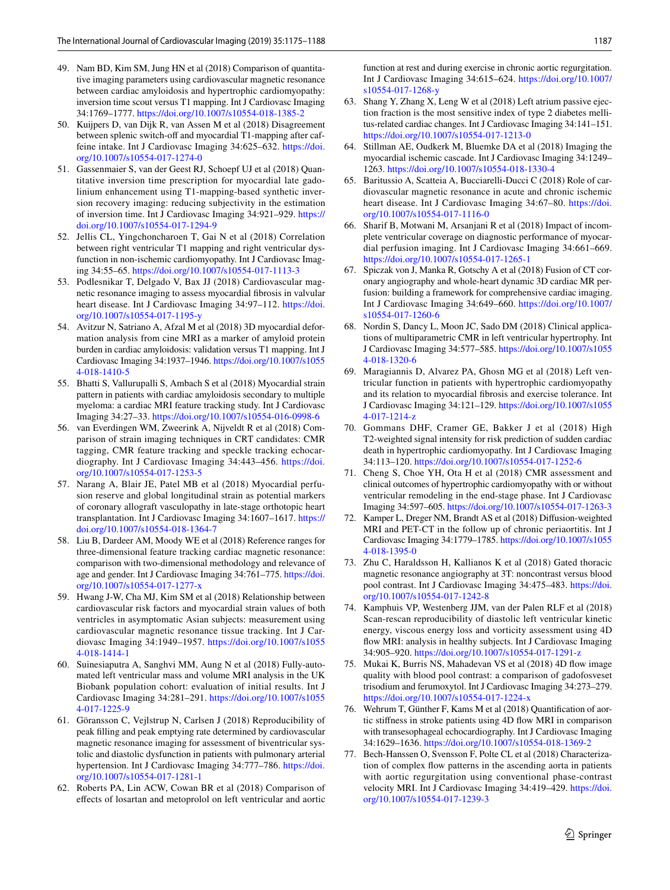49. Nam BD, Kim SM, Jung HN et al (2018) Comparison of quantitative imaging parameters using cardiovascular magnetic resonance between cardiac amyloidosis and hypertrophic cardiomyopathy: inversion time scout versus T1 mapping. Int J Cardiovasc Imaging 34:1769–1777. https://doi.org/10.1007/s10554-018-1385-2
50. Kuijpers D, van Dijk R, van Assen M et al (2018) Disagreement between splenic switch-off and myocardial T1-mapping after caffeine intake. Int J Cardiovasc Imaging 34:625–632. https://doi.org/10.1007/s10554-017-1274-0
51. Gassenmaier S, van der Geest RJ, Schoepf UJ et al (2018) Quantitative inversion time prescription for myocardial late gadolinium enhancement using T1-mapping-based synthetic inversion recovery imaging: reducing subjectivity in the estimation of inversion time. Int J Cardiovasc Imaging 34:921–929. https://doi.org/10.1007/s10554-017-1294-9
52. Jellis CL, Yingchoncharoen T, Gai N et al (2018) Correlation between right ventricular T1 mapping and right ventricular dysfunction in non-ischemic cardiomyopathy. Int J Cardiovasc Imaging 34:55–65. https://doi.org/10.1007/s10554-017-1113-3
53. Podlesnikar T, Delgado V, Bax JJ (2018) Cardiovascular magnetic resonance imaging to assess myocardial fibrosis in valvular heart disease. Int J Cardiovasc Imaging 34:97–112. https://doi.org/10.1007/s10554-017-1195-y
54. Avitzur N, Satriano A, Afzal M et al (2018) 3D myocardial deformation analysis from cine MRI as a marker of amyloid protein burden in cardiac amyloidosis: validation versus T1 mapping. Int J Cardiovasc Imaging 34:1937–1946. https://doi.org/10.1007/s10554-018-1410-5
55. Bhatti S, Vallurupalli S, Ambach S et al (2018) Myocardial strain pattern in patients with cardiac amyloidosis secondary to multiple myeloma: a cardiac MRI feature tracking study. Int J Cardiovasc Imaging 34:27–33. https://doi.org/10.1007/s10554-016-0998-6
56. van Everdingen WM, Zweerink A, Nijveldt R et al (2018) Comparison of strain imaging techniques in CRT candidates: CMR tagging, CMR feature tracking and speckle tracking echocardiography. Int J Cardiovasc Imaging 34:443–456. https://doi.org/10.1007/s10554-017-1253-5
57. Narang A, Blair JE, Patel MB et al (2018) Myocardial perfusion reserve and global longitudinal strain as potential markers of coronary allograft vasculopathy in late-stage orthotopic heart transplantation. Int J Cardiovasc Imaging 34:1607–1617. https://doi.org/10.1007/s10554-018-1364-7
58. Liu B, Dardeer AM, Moody WE et al (2018) Reference ranges for three-dimensional feature tracking cardiac magnetic resonance: comparison with two-dimensional methodology and relevance of age and gender. Int J Cardiovasc Imaging 34:761–775. https://doi.org/10.1007/s10554-017-1277-x
59. Hwang J-W, Cha MJ, Kim SM et al (2018) Relationship between cardiovascular risk factors and myocardial strain values of both ventricles in asymptomatic Asian subjects: measurement using cardiovascular magnetic resonance tissue tracking. Int J Cardiovasc Imaging 34:1949–1957. https://doi.org/10.1007/s10554-018-1414-1
60. Suinesiaputra A, Sanghvi MM, Aung N et al (2018) Fully-automated left ventricular mass and volume MRI analysis in the UK Biobank population cohort: evaluation of initial results. Int J Cardiovasc Imaging 34:281–291. https://doi.org/10.1007/s10554-017-1225-9
61. Göransson C, Vejlstrup N, Carlsen J (2018) Reproducibility of peak filling and peak emptying rate determined by cardiovascular magnetic resonance imaging for assessment of biventricular systolic and diastolic dysfunction in patients with pulmonary arterial hypertension. Int J Cardiovasc Imaging 34:777–786. https://doi.org/10.1007/s10554-017-1281-1
62. Roberts PA, Lin ACW, Cowan BR et al (2018) Comparison of effects of losartan and metoprolol on left ventricular and aortic function at rest and during exercise in chronic aortic regurgitation. Int J Cardiovasc Imaging 34:615–624. https://doi.org/10.1007/s10554-017-1268-y
63. Shang Y, Zhang X, Leng W et al (2018) Left atrium passive ejection fraction is the most sensitive index of type 2 diabetes mellitus-related cardiac changes. Int J Cardiovasc Imaging 34:141–151. https://doi.org/10.1007/s10554-017-1213-0
64. Stillman AE, Oudkerk M, Bluemke DA et al (2018) Imaging the myocardial ischemic cascade. Int J Cardiovasc Imaging 34:1249–1263. https://doi.org/10.1007/s10554-018-1330-4
65. Baritussio A, Scatteia A, Bucciarelli-Ducci C (2018) Role of cardiovascular magnetic resonance in acute and chronic ischemic heart disease. Int J Cardiovasc Imaging 34:67–80. https://doi.org/10.1007/s10554-017-1116-0
66. Sharif B, Motwani M, Arsanjani R et al (2018) Impact of incomplete ventricular coverage on diagnostic performance of myocardial perfusion imaging. Int J Cardiovasc Imaging 34:661–669. https://doi.org/10.1007/s10554-017-1265-1
67. Spiczak von J, Manka R, Gotschy A et al (2018) Fusion of CT coronary angiography and whole-heart dynamic 3D cardiac MR perfusion: building a framework for comprehensive cardiac imaging. Int J Cardiovasc Imaging 34:649–660. https://doi.org/10.1007/s10554-017-1260-6
68. Nordin S, Dancy L, Moon JC, Sado DM (2018) Clinical applications of multiparametric CMR in left ventricular hypertrophy. Int J Cardiovasc Imaging 34:577–585. https://doi.org/10.1007/s10554-018-1320-6
69. Maragiannis D, Alvarez PA, Ghosn MG et al (2018) Left ventricular function in patients with hypertrophic cardiomyopathy and its relation to myocardial fibrosis and exercise tolerance. Int J Cardiovasc Imaging 34:121–129. https://doi.org/10.1007/s10554-017-1214-z
70. Gommans DHF, Cramer GE, Bakker J et al (2018) High T2-weighted signal intensity for risk prediction of sudden cardiac death in hypertrophic cardiomyopathy. Int J Cardiovasc Imaging 34:113–120. https://doi.org/10.1007/s10554-017-1252-6
71. Cheng S, Choe YH, Ota H et al (2018) CMR assessment and clinical outcomes of hypertrophic cardiomyopathy with or without ventricular remodeling in the end-stage phase. Int J Cardiovasc Imaging 34:597–605. https://doi.org/10.1007/s10554-017-1263-3
72. Kamper L, Dreger NM, Brandt AS et al (2018) Diffusion-weighted MRI and PET-CT in the follow up of chronic periaortitis. Int J Cardiovasc Imaging 34:1779–1785. https://doi.org/10.1007/s10554-018-1395-0
73. Zhu C, Haraldsson H, Kallianos K et al (2018) Gated thoracic magnetic resonance angiography at 3T: noncontrast versus blood pool contrast. Int J Cardiovasc Imaging 34:475–483. https://doi.org/10.1007/s10554-017-1242-8
74. Kamphuis VP, Westenberg JJM, van der Palen RLF et al (2018) Scan-rescan reproducibility of diastolic left ventricular kinetic energy, viscous energy loss and vorticity assessment using 4D flow MRI: analysis in healthy subjects. Int J Cardiovasc Imaging 34:905–920. https://doi.org/10.1007/s10554-017-1291-z
75. Mukai K, Burris NS, Mahadevan VS et al (2018) 4D flow image quality with blood pool contrast: a comparison of gadofosveset trisodium and ferumoxytol. Int J Cardiovasc Imaging 34:273–279. https://doi.org/10.1007/s10554-017-1224-x
76. Wehrum T, Günther F, Kams M et al (2018) Quantification of aortic stiffness in stroke patients using 4D flow MRI in comparison with transesophageal echocardiography. Int J Cardiovasc Imaging 34:1629–1636. https://doi.org/10.1007/s10554-018-1369-2
77. Bech-Hanssen O, Svensson F, Polte CL et al (2018) Characterization of complex flow patterns in the ascending aorta in patients with aortic regurgitation using conventional phase-contrast velocity MRI. Int J Cardiovasc Imaging 34:419–429. https://doi.org/10.1007/s10554-017-1239-3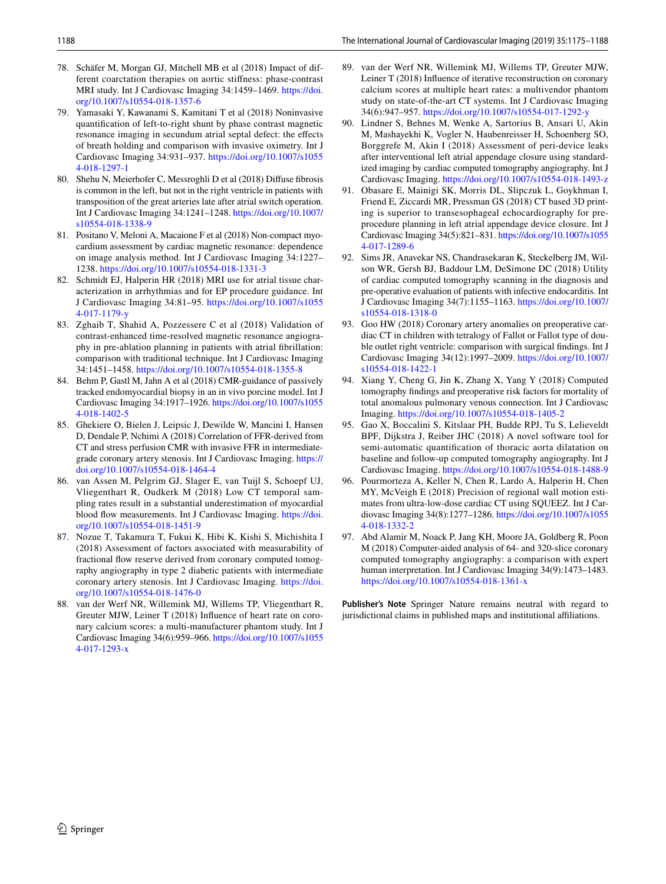78. Schäfer M, Morgan GJ, Mitchell MB et al (2018) Impact of different coarctation therapies on aortic stiffness: phase-contrast MRI study. Int J Cardiovasc Imaging 34:1459–1469. https://doi.org/10.1007/s10554-018-1357-6
79. Yamasaki Y, Kawanami S, Kamitani T et al (2018) Noninvasive quantification of left-to-right shunt by phase contrast magnetic resonance imaging in secundum atrial septal defect: the effects of breath holding and comparison with invasive oximetry. Int J Cardiovasc Imaging 34:931–937. https://doi.org/10.1007/s10554-018-1297-1
80. Shehu N, Meierhofer C, Messroghli D et al (2018) Diffuse fibrosis is common in the left, but not in the right ventricle in patients with transposition of the great arteries late after atrial switch operation. Int J Cardiovasc Imaging 34:1241–1248. https://doi.org/10.1007/s10554-018-1338-9
81. Positano V, Meloni A, Macaione F et al (2018) Non-compact myocardium assessment by cardiac magnetic resonance: dependence on image analysis method. Int J Cardiovasc Imaging 34:1227–1238. https://doi.org/10.1007/s10554-018-1331-3
82. Schmidt EJ, Halperin HR (2018) MRI use for atrial tissue characterization in arrhythmias and for EP procedure guidance. Int J Cardiovasc Imaging 34:81–95. https://doi.org/10.1007/s10554-017-1179-y
83. Zghaib T, Shahid A, Pozzessere C et al (2018) Validation of contrast-enhanced time-resolved magnetic resonance angiography in pre-ablation planning in patients with atrial fibrillation: comparison with traditional technique. Int J Cardiovasc Imaging 34:1451–1458. https://doi.org/10.1007/s10554-018-1355-8
84. Behm P, Gastl M, Jahn A et al (2018) CMR-guidance of passively tracked endomyocardial biopsy in an in vivo porcine model. Int J Cardiovasc Imaging 34:1917–1926. https://doi.org/10.1007/s10554-018-1402-5
85. Ghekiere O, Bielen J, Leipsic J, Dewilde W, Mancini I, Hansen D, Dendale P, Nchimi A (2018) Correlation of FFR-derived from CT and stress perfusion CMR with invasive FFR in intermediate-grade coronary artery stenosis. Int J Cardiovasc Imaging. https://doi.org/10.1007/s10554-018-1464-4
86. van Assen M, Pelgrim GJ, Slager E, van Tuijl S, Schoepf UJ, Vliegenthart R, Oudkerk M (2018) Low CT temporal sampling rates result in a substantial underestimation of myocardial blood flow measurements. Int J Cardiovasc Imaging. https://doi.org/10.1007/s10554-018-1451-9
87. Nozue T, Takamura T, Fukui K, Hibi K, Kishi S, Michishita I (2018) Assessment of factors associated with measurability of fractional flow reserve derived from coronary computed tomography angiography in type 2 diabetic patients with intermediate coronary artery stenosis. Int J Cardiovasc Imaging. https://doi.org/10.1007/s10554-018-1476-0
88. van der Werf NR, Willemink MJ, Willems TP, Vliegenthart R, Greuter MJW, Leiner T (2018) Influence of heart rate on coronary calcium scores: a multi-manufacturer phantom study. Int J Cardiovasc Imaging 34(6):959–966. https://doi.org/10.1007/s10554-017-1293-x
89. van der Werf NR, Willemink MJ, Willems TP, Greuter MJW, Leiner T (2018) Influence of iterative reconstruction on coronary calcium scores at multiple heart rates: a multivendor phantom study on state-of-the-art CT systems. Int J Cardiovasc Imaging 34(6):947–957. https://doi.org/10.1007/s10554-017-1292-y
90. Lindner S, Behnes M, Wenke A, Sartorius B, Ansari U, Akin M, Mashayekhi K, Vogler N, Haubenreisser H, Schoenberg SO, Borggrefe M, Akin I (2018) Assessment of peri-device leaks after interventional left atrial appendage closure using standardized imaging by cardiac computed tomography angiography. Int J Cardiovasc Imaging. https://doi.org/10.1007/s10554-018-1493-z
91. Obasare E, Mainigi SK, Morris DL, Slipczuk L, Goykhman I, Friend E, Ziccardi MR, Pressman GS (2018) CT based 3D printing is superior to transesophageal echocardiography for pre-procedure planning in left atrial appendage device closure. Int J Cardiovasc Imaging 34(5):821–831. https://doi.org/10.1007/s10554-017-1289-6
92. Sims JR, Anavekar NS, Chandrasekaran K, Steckelberg JM, Wilson WR, Gersh BJ, Baddour LM, DeSimone DC (2018) Utility of cardiac computed tomography scanning in the diagnosis and pre-operative evaluation of patients with infective endocarditis. Int J Cardiovasc Imaging 34(7):1155–1163. https://doi.org/10.1007/s10554-018-1318-0
93. Goo HW (2018) Coronary artery anomalies on preoperative cardiac CT in children with tetralogy of Fallot or Fallot type of double outlet right ventricle: comparison with surgical findings. Int J Cardiovasc Imaging 34(12):1997–2009. https://doi.org/10.1007/s10554-018-1422-1
94. Xiang Y, Cheng G, Jin K, Zhang X, Yang Y (2018) Computed tomography findings and preoperative risk factors for mortality of total anomalous pulmonary venous connection. Int J Cardiovasc Imaging. https://doi.org/10.1007/s10554-018-1405-2
95. Gao X, Boccalini S, Kitslaar PH, Budde RPJ, Tu S, Lelieveldt BPF, Dijkstra J, Reiber JHC (2018) A novel software tool for semi-automatic quantification of thoracic aorta dilatation on baseline and follow-up computed tomography angiography. Int J Cardiovasc Imaging. https://doi.org/10.1007/s10554-018-1488-9
96. Pourmorteza A, Keller N, Chen R, Lardo A, Halperin H, Chen MY, McVeigh E (2018) Precision of regional wall motion estimates from ultra-low-dose cardiac CT using SQUEEZ. Int J Cardiovasc Imaging 34(8):1277–1286. https://doi.org/10.1007/s10554-018-1332-2
97. Abd Alamir M, Noack P, Jang KH, Moore JA, Goldberg R, Poon M (2018) Computer-aided analysis of 64- and 320-slice coronary computed tomography angiography: a comparison with expert human interpretation. Int J Cardiovasc Imaging 34(9):1473–1483. https://doi.org/10.1007/s10554-018-1361-x

**Publisher's Note** Springer Nature remains neutral with regard to jurisdictional claims in published maps and institutional affiliations.